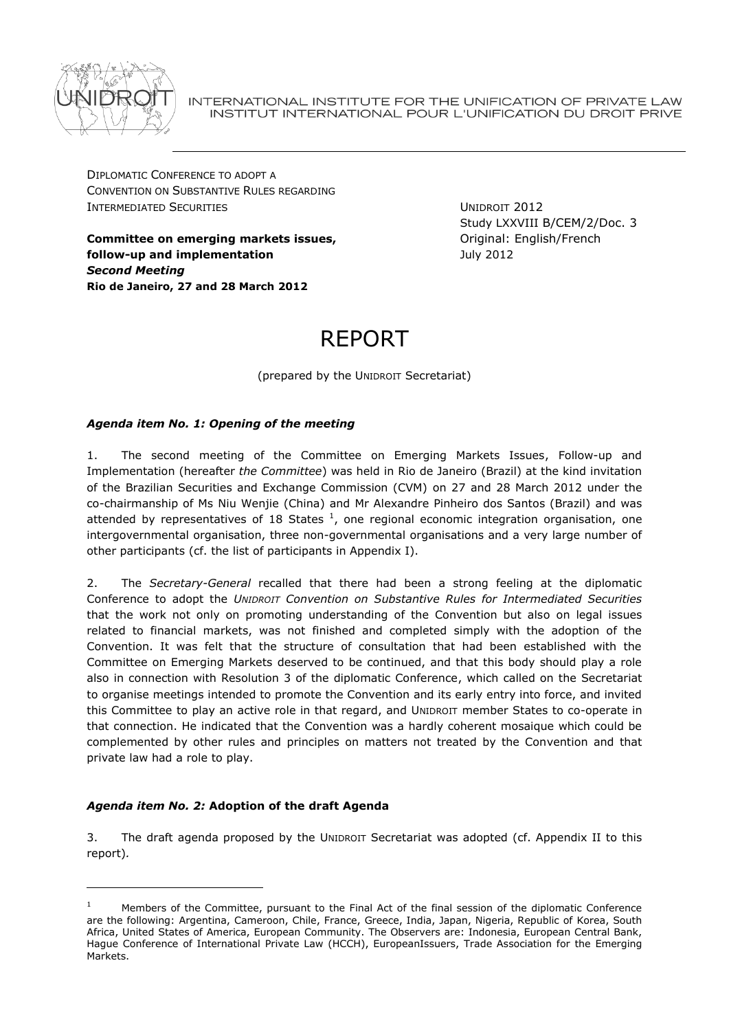INTERNATIONAL INSTITUTE FOR THE UNIFICATION OF PRIVATE LAW
INSTITUT INTERNATIONAL POUR L'UNIFICATION DU DROIT PRIVE

DIPLOMATIC CONFERENCE TO ADOPT A CONVENTION ON SUBSTANTIVE RULES REGARDING INTERMEDIATED SECURITIES

**Committee on emerging markets issues, follow-up and implementation**
***Second Meeting***
**Rio de Janeiro, 27 and 28 March 2012**

UNIDROIT 2012
Study LXXVIII B/CEM/2/Doc. 3
Original: English/French
July 2012

# REPORT

(prepared by the UNIDROIT Secretariat)

### *Agenda item No. 1: Opening of the meeting*

1. The second meeting of the Committee on Emerging Markets Issues, Follow-up and Implementation (hereafter *the Committee*) was held in Rio de Janeiro (Brazil) at the kind invitation of the Brazilian Securities and Exchange Commission (CVM) on 27 and 28 March 2012 under the co-chairmanship of Ms Niu Wenjie (China) and Mr Alexandre Pinheiro dos Santos (Brazil) and was attended by representatives of 18 States [1], one regional economic integration organisation, one intergovernmental organisation, three non-governmental organisations and a very large number of other participants (cf. the list of participants in Appendix I).

2. The *Secretary-General* recalled that there had been a strong feeling at the diplomatic Conference to adopt the *UNIDROIT Convention on Substantive Rules for Intermediated Securities* that the work not only on promoting understanding of the Convention but also on legal issues related to financial markets, was not finished and completed simply with the adoption of the Convention. It was felt that the structure of consultation that had been established with the Committee on Emerging Markets deserved to be continued, and that this body should play a role also in connection with Resolution 3 of the diplomatic Conference, which called on the Secretariat to organise meetings intended to promote the Convention and its early entry into force, and invited this Committee to play an active role in that regard, and UNIDROIT member States to co-operate in that connection. He indicated that the Convention was a hardly coherent mosaique which could be complemented by other rules and principles on matters not treated by the Convention and that private law had a role to play.

### *Agenda item No. 2:* **Adoption of the draft Agenda**

3. The draft agenda proposed by the UNIDROIT Secretariat was adopted (cf. Appendix II to this report).

---

[1] Members of the Committee, pursuant to the Final Act of the final session of the diplomatic Conference are the following: Argentina, Cameroon, Chile, France, Greece, India, Japan, Nigeria, Republic of Korea, South Africa, United States of America, European Community. The Observers are: Indonesia, European Central Bank, Hague Conference of International Private Law (HCCH), EuropeanIssuers, Trade Association for the Emerging Markets.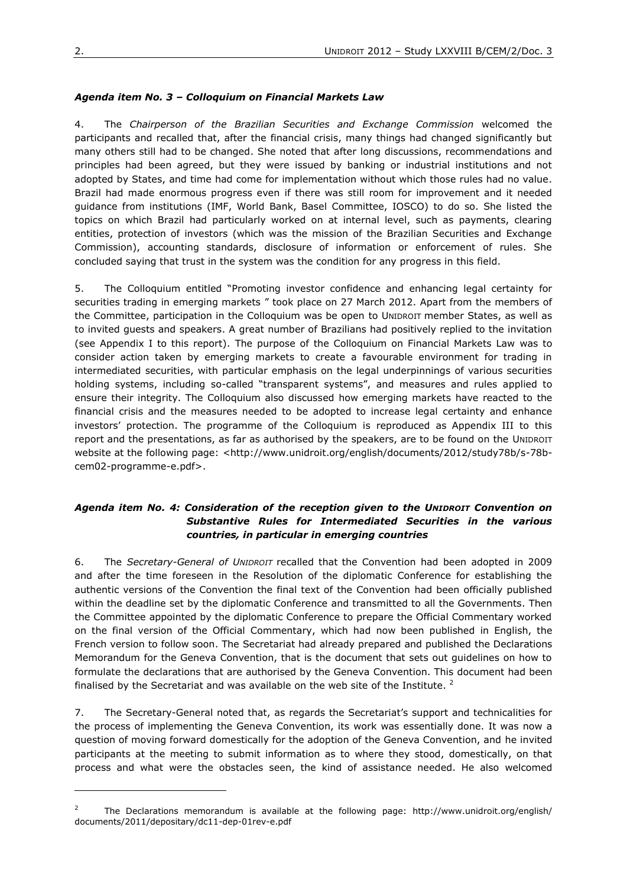### *Agenda item No. 3 – Colloquium on Financial Markets Law*

4. The *Chairperson of the Brazilian Securities and Exchange Commission* welcomed the participants and recalled that, after the financial crisis, many things had changed significantly but many others still had to be changed. She noted that after long discussions, recommendations and principles had been agreed, but they were issued by banking or industrial institutions and not adopted by States, and time had come for implementation without which those rules had no value. Brazil had made enormous progress even if there was still room for improvement and it needed guidance from institutions (IMF, World Bank, Basel Committee, IOSCO) to do so. She listed the topics on which Brazil had particularly worked on at internal level, such as payments, clearing entities, protection of investors (which was the mission of the Brazilian Securities and Exchange Commission), accounting standards, disclosure of information or enforcement of rules. She concluded saying that trust in the system was the condition for any progress in this field.

5. The Colloquium entitled "Promoting investor confidence and enhancing legal certainty for securities trading in emerging markets " took place on 27 March 2012. Apart from the members of the Committee, participation in the Colloquium was be open to UNIDROIT member States, as well as to invited guests and speakers. A great number of Brazilians had positively replied to the invitation (see Appendix I to this report). The purpose of the Colloquium on Financial Markets Law was to consider action taken by emerging markets to create a favourable environment for trading in intermediated securities, with particular emphasis on the legal underpinnings of various securities holding systems, including so-called "transparent systems", and measures and rules applied to ensure their integrity. The Colloquium also discussed how emerging markets have reacted to the financial crisis and the measures needed to be adopted to increase legal certainty and enhance investors' protection. The programme of the Colloquium is reproduced as Appendix III to this report and the presentations, as far as authorised by the speakers, are to be found on the UNIDROIT website at the following page: <http://www.unidroit.org/english/documents/2012/study78b/s-78b-cem02-programme-e.pdf>.

### *Agenda item No. 4: Consideration of the reception given to the UNIDROIT Convention on Substantive Rules for Intermediated Securities in the various countries, in particular in emerging countries*

6. The *Secretary-General of UNIDROIT* recalled that the Convention had been adopted in 2009 and after the time foreseen in the Resolution of the diplomatic Conference for establishing the authentic versions of the Convention the final text of the Convention had been officially published within the deadline set by the diplomatic Conference and transmitted to all the Governments. Then the Committee appointed by the diplomatic Conference to prepare the Official Commentary worked on the final version of the Official Commentary, which had now been published in English, the French version to follow soon. The Secretariat had already prepared and published the Declarations Memorandum for the Geneva Convention, that is the document that sets out guidelines on how to formulate the declarations that are authorised by the Geneva Convention. This document had been finalised by the Secretariat and was available on the web site of the Institute. [2]

7. The Secretary-General noted that, as regards the Secretariat's support and technicalities for the process of implementing the Geneva Convention, its work was essentially done. It was now a question of moving forward domestically for the adoption of the Geneva Convention, and he invited participants at the meeting to submit information as to where they stood, domestically, on that process and what were the obstacles seen, the kind of assistance needed. He also welcomed

---

[2] The Declarations memorandum is available at the following page: http://www.unidroit.org/english/documents/2011/depositary/dc11-dep-01rev-e.pdf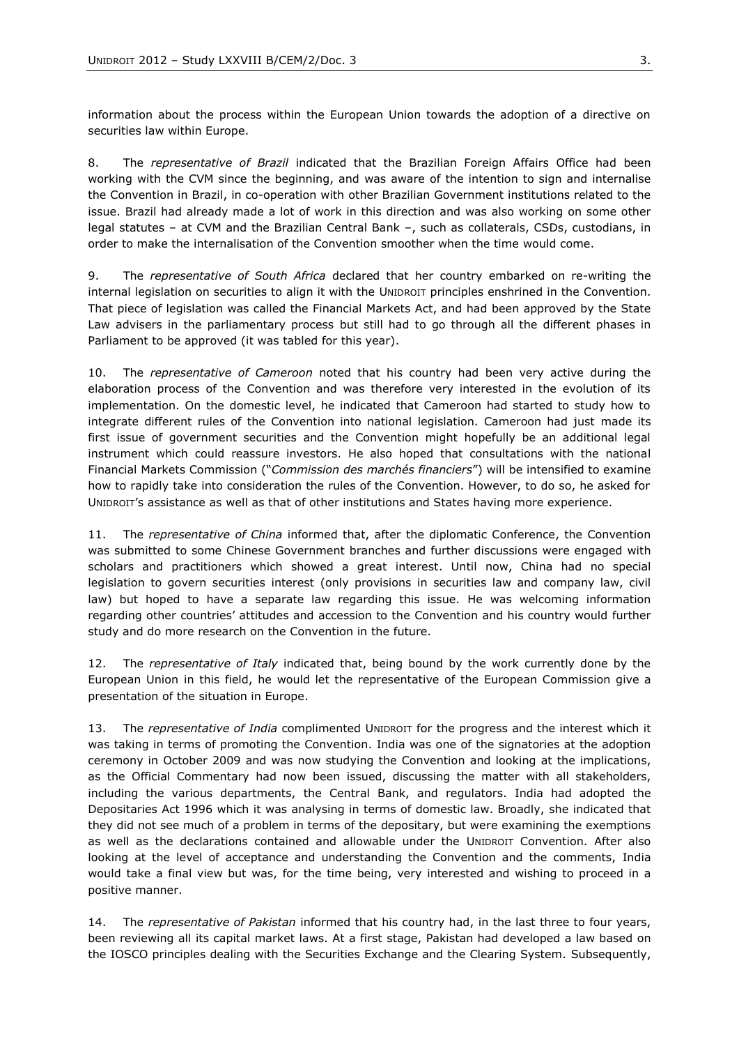information about the process within the European Union towards the adoption of a directive on securities law within Europe.

8. The *representative of Brazil* indicated that the Brazilian Foreign Affairs Office had been working with the CVM since the beginning, and was aware of the intention to sign and internalise the Convention in Brazil, in co-operation with other Brazilian Government institutions related to the issue. Brazil had already made a lot of work in this direction and was also working on some other legal statutes – at CVM and the Brazilian Central Bank –, such as collaterals, CSDs, custodians, in order to make the internalisation of the Convention smoother when the time would come.

9. The *representative of South Africa* declared that her country embarked on re-writing the internal legislation on securities to align it with the UNIDROIT principles enshrined in the Convention. That piece of legislation was called the Financial Markets Act, and had been approved by the State Law advisers in the parliamentary process but still had to go through all the different phases in Parliament to be approved (it was tabled for this year).

10. The *representative of Cameroon* noted that his country had been very active during the elaboration process of the Convention and was therefore very interested in the evolution of its implementation. On the domestic level, he indicated that Cameroon had started to study how to integrate different rules of the Convention into national legislation. Cameroon had just made its first issue of government securities and the Convention might hopefully be an additional legal instrument which could reassure investors. He also hoped that consultations with the national Financial Markets Commission ("*Commission des marchés financiers*") will be intensified to examine how to rapidly take into consideration the rules of the Convention. However, to do so, he asked for UNIDROIT's assistance as well as that of other institutions and States having more experience.

11. The *representative of China* informed that, after the diplomatic Conference, the Convention was submitted to some Chinese Government branches and further discussions were engaged with scholars and practitioners which showed a great interest. Until now, China had no special legislation to govern securities interest (only provisions in securities law and company law, civil law) but hoped to have a separate law regarding this issue. He was welcoming information regarding other countries' attitudes and accession to the Convention and his country would further study and do more research on the Convention in the future.

12. The *representative of Italy* indicated that, being bound by the work currently done by the European Union in this field, he would let the representative of the European Commission give a presentation of the situation in Europe.

13. The *representative of India* complimented UNIDROIT for the progress and the interest which it was taking in terms of promoting the Convention. India was one of the signatories at the adoption ceremony in October 2009 and was now studying the Convention and looking at the implications, as the Official Commentary had now been issued, discussing the matter with all stakeholders, including the various departments, the Central Bank, and regulators. India had adopted the Depositaries Act 1996 which it was analysing in terms of domestic law. Broadly, she indicated that they did not see much of a problem in terms of the depositary, but were examining the exemptions as well as the declarations contained and allowable under the UNIDROIT Convention. After also looking at the level of acceptance and understanding the Convention and the comments, India would take a final view but was, for the time being, very interested and wishing to proceed in a positive manner.

14. The *representative of Pakistan* informed that his country had, in the last three to four years, been reviewing all its capital market laws. At a first stage, Pakistan had developed a law based on the IOSCO principles dealing with the Securities Exchange and the Clearing System. Subsequently,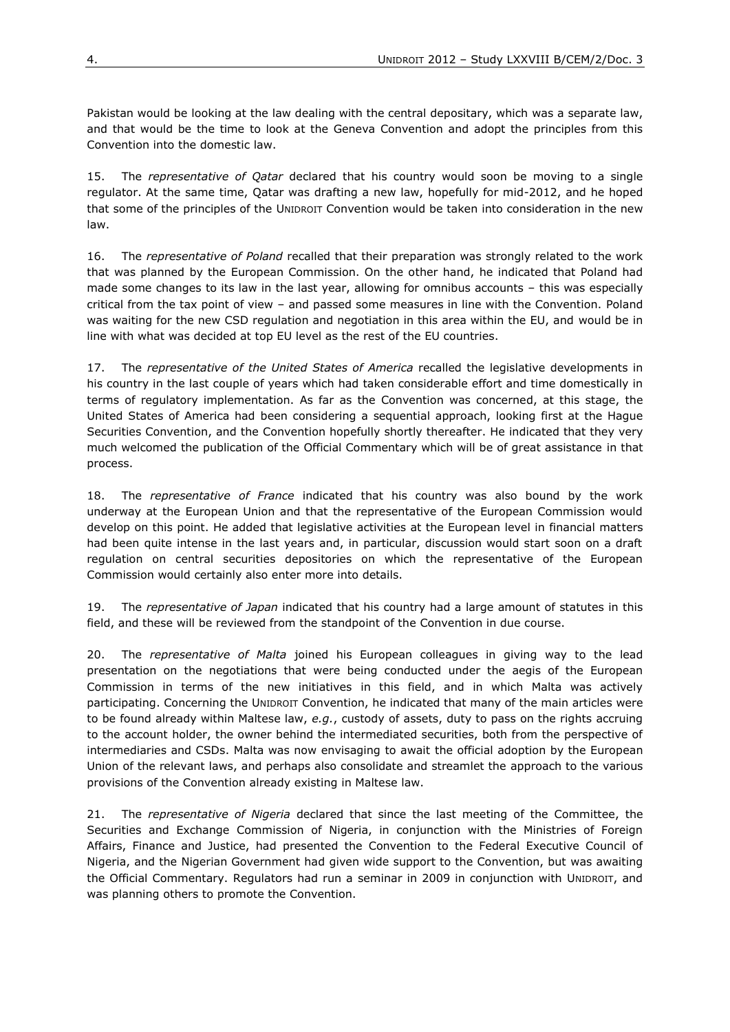Pakistan would be looking at the law dealing with the central depositary, which was a separate law, and that would be the time to look at the Geneva Convention and adopt the principles from this Convention into the domestic law.

15. The *representative of Qatar* declared that his country would soon be moving to a single regulator. At the same time, Qatar was drafting a new law, hopefully for mid-2012, and he hoped that some of the principles of the UNIDROIT Convention would be taken into consideration in the new law.

16. The *representative of Poland* recalled that their preparation was strongly related to the work that was planned by the European Commission. On the other hand, he indicated that Poland had made some changes to its law in the last year, allowing for omnibus accounts – this was especially critical from the tax point of view – and passed some measures in line with the Convention. Poland was waiting for the new CSD regulation and negotiation in this area within the EU, and would be in line with what was decided at top EU level as the rest of the EU countries.

17. The *representative of the United States of America* recalled the legislative developments in his country in the last couple of years which had taken considerable effort and time domestically in terms of regulatory implementation. As far as the Convention was concerned, at this stage, the United States of America had been considering a sequential approach, looking first at the Hague Securities Convention, and the Convention hopefully shortly thereafter. He indicated that they very much welcomed the publication of the Official Commentary which will be of great assistance in that process.

18. The *representative of France* indicated that his country was also bound by the work underway at the European Union and that the representative of the European Commission would develop on this point. He added that legislative activities at the European level in financial matters had been quite intense in the last years and, in particular, discussion would start soon on a draft regulation on central securities depositories on which the representative of the European Commission would certainly also enter more into details.

19. The *representative of Japan* indicated that his country had a large amount of statutes in this field, and these will be reviewed from the standpoint of the Convention in due course.

20. The *representative of Malta* joined his European colleagues in giving way to the lead presentation on the negotiations that were being conducted under the aegis of the European Commission in terms of the new initiatives in this field, and in which Malta was actively participating. Concerning the UNIDROIT Convention, he indicated that many of the main articles were to be found already within Maltese law, *e.g.*, custody of assets, duty to pass on the rights accruing to the account holder, the owner behind the intermediated securities, both from the perspective of intermediaries and CSDs. Malta was now envisaging to await the official adoption by the European Union of the relevant laws, and perhaps also consolidate and streamlet the approach to the various provisions of the Convention already existing in Maltese law.

21. The *representative of Nigeria* declared that since the last meeting of the Committee, the Securities and Exchange Commission of Nigeria, in conjunction with the Ministries of Foreign Affairs, Finance and Justice, had presented the Convention to the Federal Executive Council of Nigeria, and the Nigerian Government had given wide support to the Convention, but was awaiting the Official Commentary. Regulators had run a seminar in 2009 in conjunction with UNIDROIT, and was planning others to promote the Convention.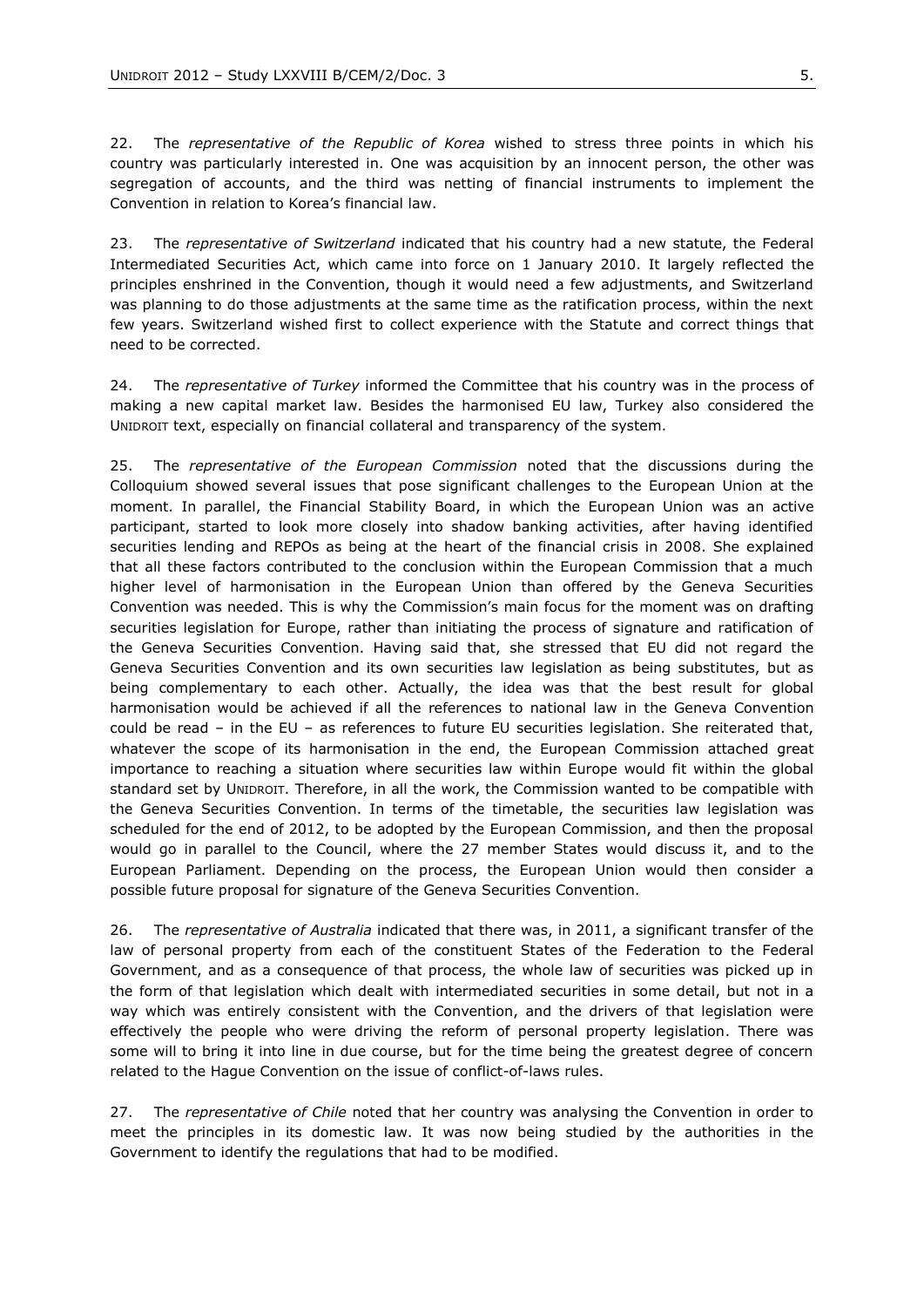22. The *representative of the Republic of Korea* wished to stress three points in which his country was particularly interested in. One was acquisition by an innocent person, the other was segregation of accounts, and the third was netting of financial instruments to implement the Convention in relation to Korea's financial law.

23. The *representative of Switzerland* indicated that his country had a new statute, the Federal Intermediated Securities Act, which came into force on 1 January 2010. It largely reflected the principles enshrined in the Convention, though it would need a few adjustments, and Switzerland was planning to do those adjustments at the same time as the ratification process, within the next few years. Switzerland wished first to collect experience with the Statute and correct things that need to be corrected.

24. The *representative of Turkey* informed the Committee that his country was in the process of making a new capital market law. Besides the harmonised EU law, Turkey also considered the UNIDROIT text, especially on financial collateral and transparency of the system.

25. The *representative of the European Commission* noted that the discussions during the Colloquium showed several issues that pose significant challenges to the European Union at the moment. In parallel, the Financial Stability Board, in which the European Union was an active participant, started to look more closely into shadow banking activities, after having identified securities lending and REPOs as being at the heart of the financial crisis in 2008. She explained that all these factors contributed to the conclusion within the European Commission that a much higher level of harmonisation in the European Union than offered by the Geneva Securities Convention was needed. This is why the Commission's main focus for the moment was on drafting securities legislation for Europe, rather than initiating the process of signature and ratification of the Geneva Securities Convention. Having said that, she stressed that EU did not regard the Geneva Securities Convention and its own securities law legislation as being substitutes, but as being complementary to each other. Actually, the idea was that the best result for global harmonisation would be achieved if all the references to national law in the Geneva Convention could be read – in the EU – as references to future EU securities legislation. She reiterated that, whatever the scope of its harmonisation in the end, the European Commission attached great importance to reaching a situation where securities law within Europe would fit within the global standard set by UNIDROIT. Therefore, in all the work, the Commission wanted to be compatible with the Geneva Securities Convention. In terms of the timetable, the securities law legislation was scheduled for the end of 2012, to be adopted by the European Commission, and then the proposal would go in parallel to the Council, where the 27 member States would discuss it, and to the European Parliament. Depending on the process, the European Union would then consider a possible future proposal for signature of the Geneva Securities Convention.

26. The *representative of Australia* indicated that there was, in 2011, a significant transfer of the law of personal property from each of the constituent States of the Federation to the Federal Government, and as a consequence of that process, the whole law of securities was picked up in the form of that legislation which dealt with intermediated securities in some detail, but not in a way which was entirely consistent with the Convention, and the drivers of that legislation were effectively the people who were driving the reform of personal property legislation. There was some will to bring it into line in due course, but for the time being the greatest degree of concern related to the Hague Convention on the issue of conflict-of-laws rules.

27. The *representative of Chile* noted that her country was analysing the Convention in order to meet the principles in its domestic law. It was now being studied by the authorities in the Government to identify the regulations that had to be modified.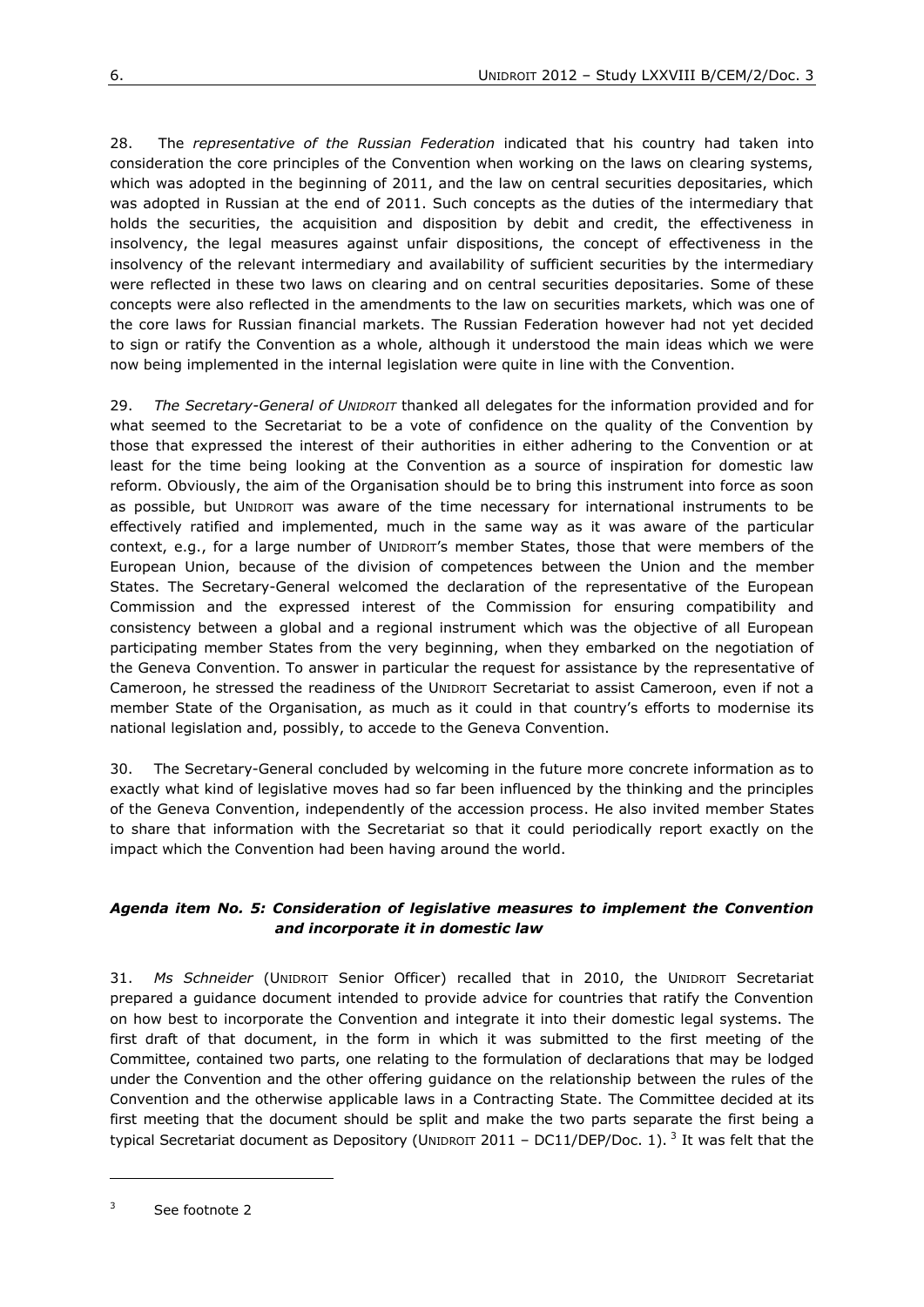28. The *representative of the Russian Federation* indicated that his country had taken into consideration the core principles of the Convention when working on the laws on clearing systems, which was adopted in the beginning of 2011, and the law on central securities depositaries, which was adopted in Russian at the end of 2011. Such concepts as the duties of the intermediary that holds the securities, the acquisition and disposition by debit and credit, the effectiveness in insolvency, the legal measures against unfair dispositions, the concept of effectiveness in the insolvency of the relevant intermediary and availability of sufficient securities by the intermediary were reflected in these two laws on clearing and on central securities depositaries. Some of these concepts were also reflected in the amendments to the law on securities markets, which was one of the core laws for Russian financial markets. The Russian Federation however had not yet decided to sign or ratify the Convention as a whole, although it understood the main ideas which we were now being implemented in the internal legislation were quite in line with the Convention.

29. *The Secretary-General of UNIDROIT* thanked all delegates for the information provided and for what seemed to the Secretariat to be a vote of confidence on the quality of the Convention by those that expressed the interest of their authorities in either adhering to the Convention or at least for the time being looking at the Convention as a source of inspiration for domestic law reform. Obviously, the aim of the Organisation should be to bring this instrument into force as soon as possible, but UNIDROIT was aware of the time necessary for international instruments to be effectively ratified and implemented, much in the same way as it was aware of the particular context, e.g., for a large number of UNIDROIT's member States, those that were members of the European Union, because of the division of competences between the Union and the member States. The Secretary-General welcomed the declaration of the representative of the European Commission and the expressed interest of the Commission for ensuring compatibility and consistency between a global and a regional instrument which was the objective of all European participating member States from the very beginning, when they embarked on the negotiation of the Geneva Convention. To answer in particular the request for assistance by the representative of Cameroon, he stressed the readiness of the UNIDROIT Secretariat to assist Cameroon, even if not a member State of the Organisation, as much as it could in that country's efforts to modernise its national legislation and, possibly, to accede to the Geneva Convention.

30. The Secretary-General concluded by welcoming in the future more concrete information as to exactly what kind of legislative moves had so far been influenced by the thinking and the principles of the Geneva Convention, independently of the accession process. He also invited member States to share that information with the Secretariat so that it could periodically report exactly on the impact which the Convention had been having around the world.

### *Agenda item No. 5: Consideration of legislative measures to implement the Convention and incorporate it in domestic law*

31. *Ms Schneider* (UNIDROIT Senior Officer) recalled that in 2010, the UNIDROIT Secretariat prepared a guidance document intended to provide advice for countries that ratify the Convention on how best to incorporate the Convention and integrate it into their domestic legal systems. The first draft of that document, in the form in which it was submitted to the first meeting of the Committee, contained two parts, one relating to the formulation of declarations that may be lodged under the Convention and the other offering guidance on the relationship between the rules of the Convention and the otherwise applicable laws in a Contracting State. The Committee decided at its first meeting that the document should be split and make the two parts separate the first being a typical Secretariat document as Depository (UNIDROIT 2011 – DC11/DEP/Doc. 1). [3] It was felt that the

---

[3] See footnote 2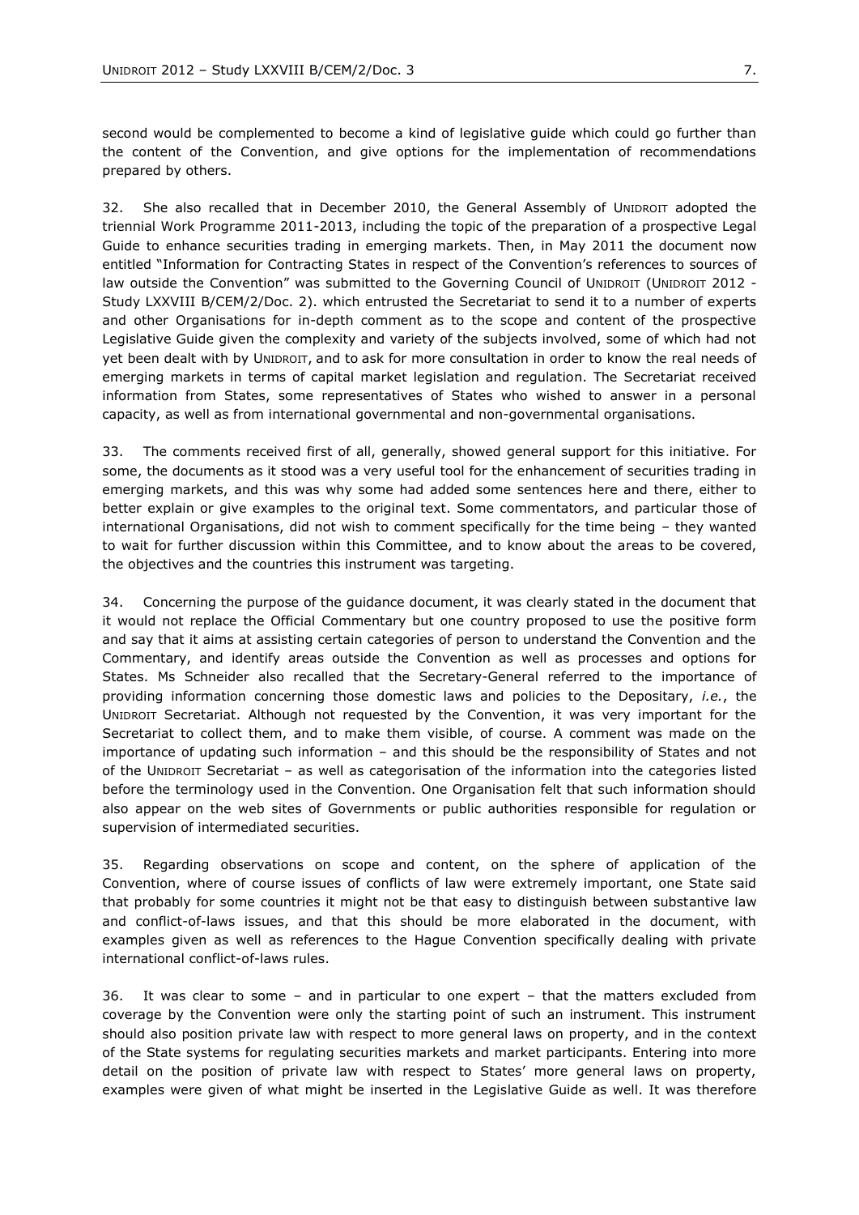second would be complemented to become a kind of legislative guide which could go further than the content of the Convention, and give options for the implementation of recommendations prepared by others.

32. She also recalled that in December 2010, the General Assembly of UNIDROIT adopted the triennial Work Programme 2011-2013, including the topic of the preparation of a prospective Legal Guide to enhance securities trading in emerging markets. Then, in May 2011 the document now entitled "Information for Contracting States in respect of the Convention's references to sources of law outside the Convention" was submitted to the Governing Council of UNIDROIT (UNIDROIT 2012 - Study LXXVIII B/CEM/2/Doc. 2). which entrusted the Secretariat to send it to a number of experts and other Organisations for in-depth comment as to the scope and content of the prospective Legislative Guide given the complexity and variety of the subjects involved, some of which had not yet been dealt with by UNIDROIT, and to ask for more consultation in order to know the real needs of emerging markets in terms of capital market legislation and regulation. The Secretariat received information from States, some representatives of States who wished to answer in a personal capacity, as well as from international governmental and non-governmental organisations.

33. The comments received first of all, generally, showed general support for this initiative. For some, the documents as it stood was a very useful tool for the enhancement of securities trading in emerging markets, and this was why some had added some sentences here and there, either to better explain or give examples to the original text. Some commentators, and particular those of international Organisations, did not wish to comment specifically for the time being – they wanted to wait for further discussion within this Committee, and to know about the areas to be covered, the objectives and the countries this instrument was targeting.

34. Concerning the purpose of the guidance document, it was clearly stated in the document that it would not replace the Official Commentary but one country proposed to use the positive form and say that it aims at assisting certain categories of person to understand the Convention and the Commentary, and identify areas outside the Convention as well as processes and options for States. Ms Schneider also recalled that the Secretary-General referred to the importance of providing information concerning those domestic laws and policies to the Depositary, *i.e.*, the UNIDROIT Secretariat. Although not requested by the Convention, it was very important for the Secretariat to collect them, and to make them visible, of course. A comment was made on the importance of updating such information – and this should be the responsibility of States and not of the UNIDROIT Secretariat – as well as categorisation of the information into the categories listed before the terminology used in the Convention. One Organisation felt that such information should also appear on the web sites of Governments or public authorities responsible for regulation or supervision of intermediated securities.

35. Regarding observations on scope and content, on the sphere of application of the Convention, where of course issues of conflicts of law were extremely important, one State said that probably for some countries it might not be that easy to distinguish between substantive law and conflict-of-laws issues, and that this should be more elaborated in the document, with examples given as well as references to the Hague Convention specifically dealing with private international conflict-of-laws rules.

36. It was clear to some – and in particular to one expert – that the matters excluded from coverage by the Convention were only the starting point of such an instrument. This instrument should also position private law with respect to more general laws on property, and in the context of the State systems for regulating securities markets and market participants. Entering into more detail on the position of private law with respect to States' more general laws on property, examples were given of what might be inserted in the Legislative Guide as well. It was therefore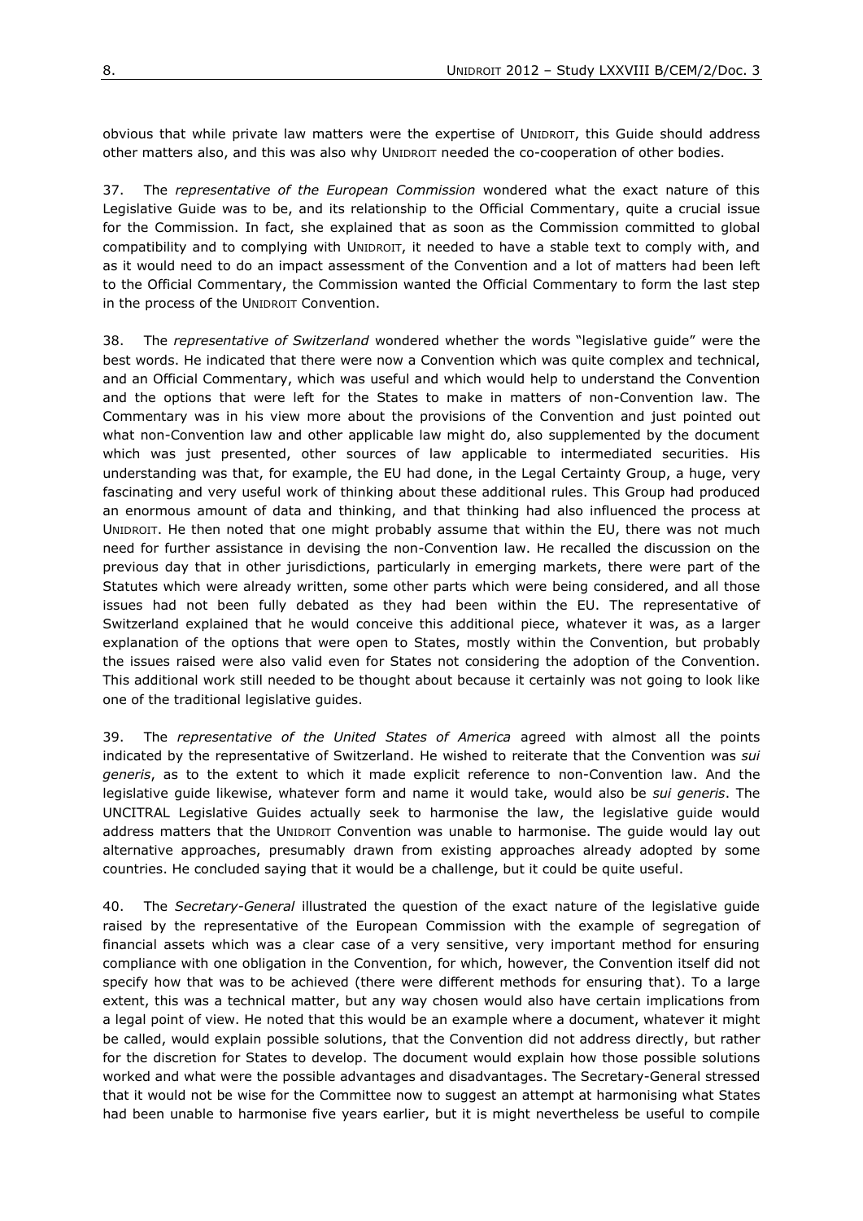obvious that while private law matters were the expertise of UNIDROIT, this Guide should address other matters also, and this was also why UNIDROIT needed the co-cooperation of other bodies.

37. The *representative of the European Commission* wondered what the exact nature of this Legislative Guide was to be, and its relationship to the Official Commentary, quite a crucial issue for the Commission. In fact, she explained that as soon as the Commission committed to global compatibility and to complying with UNIDROIT, it needed to have a stable text to comply with, and as it would need to do an impact assessment of the Convention and a lot of matters had been left to the Official Commentary, the Commission wanted the Official Commentary to form the last step in the process of the UNIDROIT Convention.

38. The *representative of Switzerland* wondered whether the words "legislative guide" were the best words. He indicated that there were now a Convention which was quite complex and technical, and an Official Commentary, which was useful and which would help to understand the Convention and the options that were left for the States to make in matters of non-Convention law. The Commentary was in his view more about the provisions of the Convention and just pointed out what non-Convention law and other applicable law might do, also supplemented by the document which was just presented, other sources of law applicable to intermediated securities. His understanding was that, for example, the EU had done, in the Legal Certainty Group, a huge, very fascinating and very useful work of thinking about these additional rules. This Group had produced an enormous amount of data and thinking, and that thinking had also influenced the process at UNIDROIT. He then noted that one might probably assume that within the EU, there was not much need for further assistance in devising the non-Convention law. He recalled the discussion on the previous day that in other jurisdictions, particularly in emerging markets, there were part of the Statutes which were already written, some other parts which were being considered, and all those issues had not been fully debated as they had been within the EU. The representative of Switzerland explained that he would conceive this additional piece, whatever it was, as a larger explanation of the options that were open to States, mostly within the Convention, but probably the issues raised were also valid even for States not considering the adoption of the Convention. This additional work still needed to be thought about because it certainly was not going to look like one of the traditional legislative guides.

39. The *representative of the United States of America* agreed with almost all the points indicated by the representative of Switzerland. He wished to reiterate that the Convention was *sui generis*, as to the extent to which it made explicit reference to non-Convention law. And the legislative guide likewise, whatever form and name it would take, would also be *sui generis*. The UNCITRAL Legislative Guides actually seek to harmonise the law, the legislative guide would address matters that the UNIDROIT Convention was unable to harmonise. The guide would lay out alternative approaches, presumably drawn from existing approaches already adopted by some countries. He concluded saying that it would be a challenge, but it could be quite useful.

40. The *Secretary-General* illustrated the question of the exact nature of the legislative guide raised by the representative of the European Commission with the example of segregation of financial assets which was a clear case of a very sensitive, very important method for ensuring compliance with one obligation in the Convention, for which, however, the Convention itself did not specify how that was to be achieved (there were different methods for ensuring that). To a large extent, this was a technical matter, but any way chosen would also have certain implications from a legal point of view. He noted that this would be an example where a document, whatever it might be called, would explain possible solutions, that the Convention did not address directly, but rather for the discretion for States to develop. The document would explain how those possible solutions worked and what were the possible advantages and disadvantages. The Secretary-General stressed that it would not be wise for the Committee now to suggest an attempt at harmonising what States had been unable to harmonise five years earlier, but it is might nevertheless be useful to compile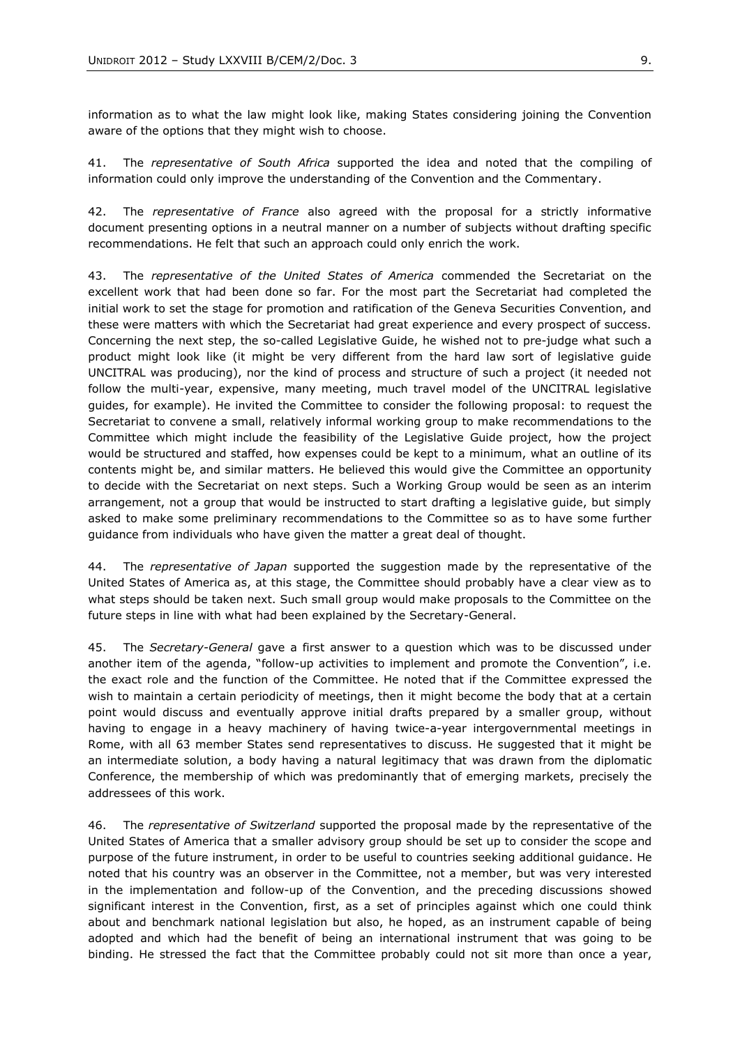information as to what the law might look like, making States considering joining the Convention aware of the options that they might wish to choose.

41. The *representative of South Africa* supported the idea and noted that the compiling of information could only improve the understanding of the Convention and the Commentary.

42. The *representative of France* also agreed with the proposal for a strictly informative document presenting options in a neutral manner on a number of subjects without drafting specific recommendations. He felt that such an approach could only enrich the work.

43. The *representative of the United States of America* commended the Secretariat on the excellent work that had been done so far. For the most part the Secretariat had completed the initial work to set the stage for promotion and ratification of the Geneva Securities Convention, and these were matters with which the Secretariat had great experience and every prospect of success. Concerning the next step, the so-called Legislative Guide, he wished not to pre-judge what such a product might look like (it might be very different from the hard law sort of legislative guide UNCITRAL was producing), nor the kind of process and structure of such a project (it needed not follow the multi-year, expensive, many meeting, much travel model of the UNCITRAL legislative guides, for example). He invited the Committee to consider the following proposal: to request the Secretariat to convene a small, relatively informal working group to make recommendations to the Committee which might include the feasibility of the Legislative Guide project, how the project would be structured and staffed, how expenses could be kept to a minimum, what an outline of its contents might be, and similar matters. He believed this would give the Committee an opportunity to decide with the Secretariat on next steps. Such a Working Group would be seen as an interim arrangement, not a group that would be instructed to start drafting a legislative guide, but simply asked to make some preliminary recommendations to the Committee so as to have some further guidance from individuals who have given the matter a great deal of thought.

44. The *representative of Japan* supported the suggestion made by the representative of the United States of America as, at this stage, the Committee should probably have a clear view as to what steps should be taken next. Such small group would make proposals to the Committee on the future steps in line with what had been explained by the Secretary-General.

45. The *Secretary-General* gave a first answer to a question which was to be discussed under another item of the agenda, "follow-up activities to implement and promote the Convention", i.e. the exact role and the function of the Committee. He noted that if the Committee expressed the wish to maintain a certain periodicity of meetings, then it might become the body that at a certain point would discuss and eventually approve initial drafts prepared by a smaller group, without having to engage in a heavy machinery of having twice-a-year intergovernmental meetings in Rome, with all 63 member States send representatives to discuss. He suggested that it might be an intermediate solution, a body having a natural legitimacy that was drawn from the diplomatic Conference, the membership of which was predominantly that of emerging markets, precisely the addressees of this work.

46. The *representative of Switzerland* supported the proposal made by the representative of the United States of America that a smaller advisory group should be set up to consider the scope and purpose of the future instrument, in order to be useful to countries seeking additional guidance. He noted that his country was an observer in the Committee, not a member, but was very interested in the implementation and follow-up of the Convention, and the preceding discussions showed significant interest in the Convention, first, as a set of principles against which one could think about and benchmark national legislation but also, he hoped, as an instrument capable of being adopted and which had the benefit of being an international instrument that was going to be binding. He stressed the fact that the Committee probably could not sit more than once a year,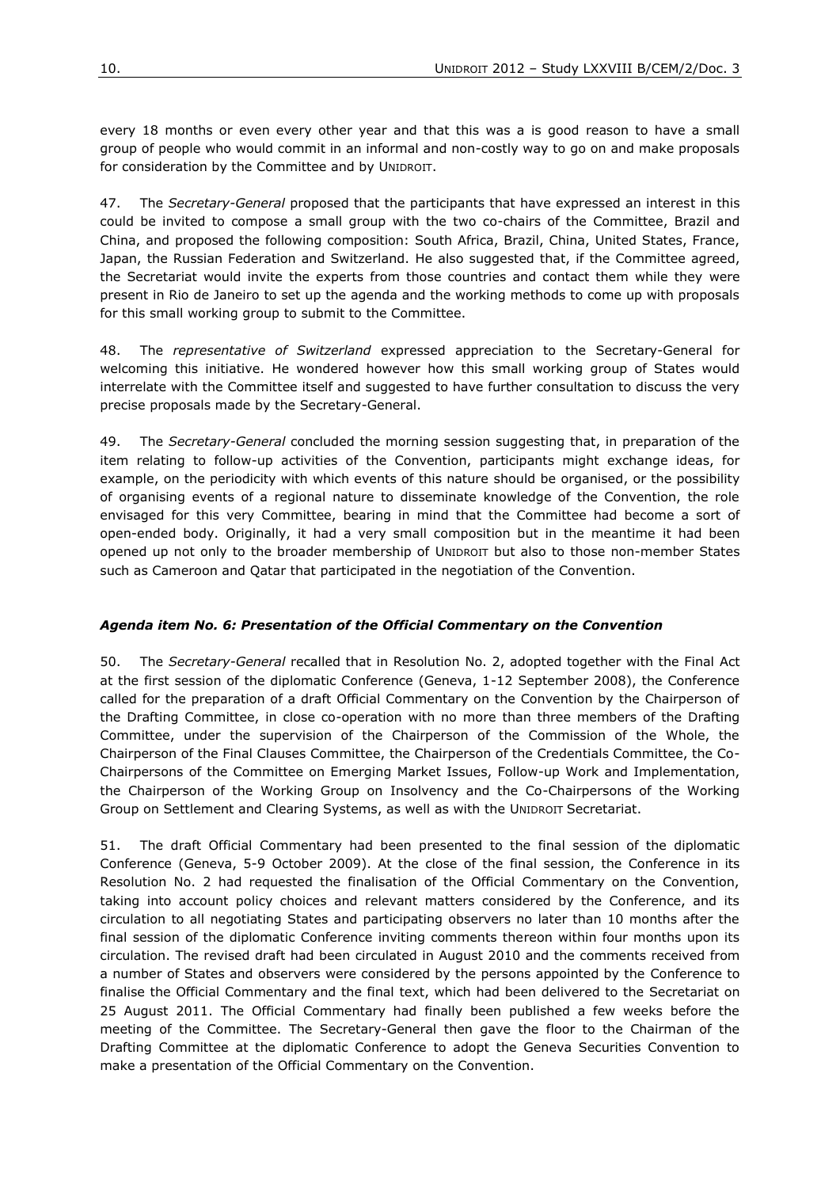every 18 months or even every other year and that this was a is good reason to have a small group of people who would commit in an informal and non-costly way to go on and make proposals for consideration by the Committee and by UNIDROIT.

47. The *Secretary-General* proposed that the participants that have expressed an interest in this could be invited to compose a small group with the two co-chairs of the Committee, Brazil and China, and proposed the following composition: South Africa, Brazil, China, United States, France, Japan, the Russian Federation and Switzerland. He also suggested that, if the Committee agreed, the Secretariat would invite the experts from those countries and contact them while they were present in Rio de Janeiro to set up the agenda and the working methods to come up with proposals for this small working group to submit to the Committee.

48. The *representative of Switzerland* expressed appreciation to the Secretary-General for welcoming this initiative. He wondered however how this small working group of States would interrelate with the Committee itself and suggested to have further consultation to discuss the very precise proposals made by the Secretary-General.

49. The *Secretary-General* concluded the morning session suggesting that, in preparation of the item relating to follow-up activities of the Convention, participants might exchange ideas, for example, on the periodicity with which events of this nature should be organised, or the possibility of organising events of a regional nature to disseminate knowledge of the Convention, the role envisaged for this very Committee, bearing in mind that the Committee had become a sort of open-ended body. Originally, it had a very small composition but in the meantime it had been opened up not only to the broader membership of UNIDROIT but also to those non-member States such as Cameroon and Qatar that participated in the negotiation of the Convention.

### *Agenda item No. 6: Presentation of the Official Commentary on the Convention*

50. The *Secretary-General* recalled that in Resolution No. 2, adopted together with the Final Act at the first session of the diplomatic Conference (Geneva, 1-12 September 2008), the Conference called for the preparation of a draft Official Commentary on the Convention by the Chairperson of the Drafting Committee, in close co-operation with no more than three members of the Drafting Committee, under the supervision of the Chairperson of the Commission of the Whole, the Chairperson of the Final Clauses Committee, the Chairperson of the Credentials Committee, the Co-Chairpersons of the Committee on Emerging Market Issues, Follow-up Work and Implementation, the Chairperson of the Working Group on Insolvency and the Co-Chairpersons of the Working Group on Settlement and Clearing Systems, as well as with the UNIDROIT Secretariat.

51. The draft Official Commentary had been presented to the final session of the diplomatic Conference (Geneva, 5-9 October 2009). At the close of the final session, the Conference in its Resolution No. 2 had requested the finalisation of the Official Commentary on the Convention, taking into account policy choices and relevant matters considered by the Conference, and its circulation to all negotiating States and participating observers no later than 10 months after the final session of the diplomatic Conference inviting comments thereon within four months upon its circulation. The revised draft had been circulated in August 2010 and the comments received from a number of States and observers were considered by the persons appointed by the Conference to finalise the Official Commentary and the final text, which had been delivered to the Secretariat on 25 August 2011. The Official Commentary had finally been published a few weeks before the meeting of the Committee. The Secretary-General then gave the floor to the Chairman of the Drafting Committee at the diplomatic Conference to adopt the Geneva Securities Convention to make a presentation of the Official Commentary on the Convention.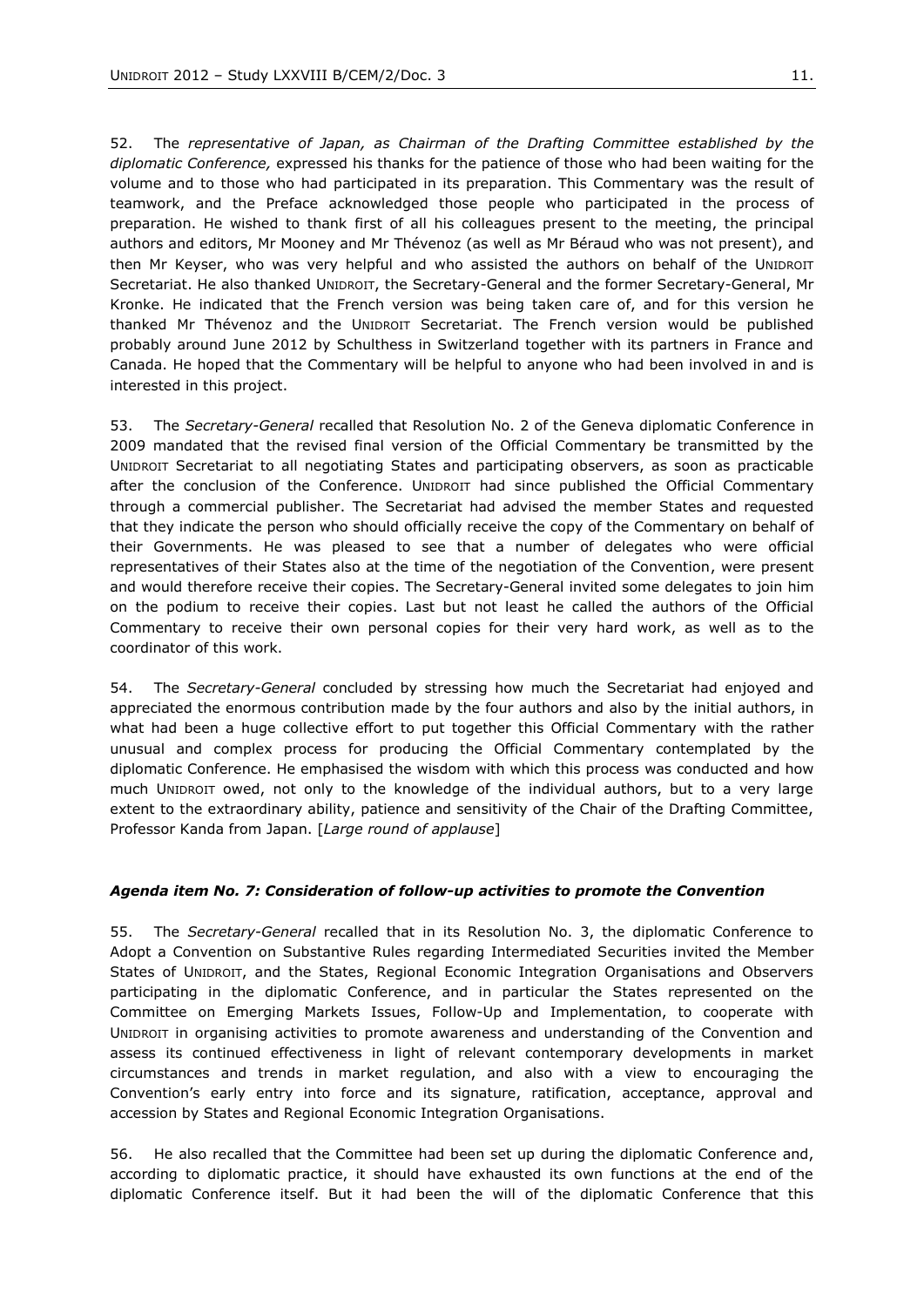52. The *representative of Japan, as Chairman of the Drafting Committee established by the diplomatic Conference,* expressed his thanks for the patience of those who had been waiting for the volume and to those who had participated in its preparation. This Commentary was the result of teamwork, and the Preface acknowledged those people who participated in the process of preparation. He wished to thank first of all his colleagues present to the meeting, the principal authors and editors, Mr Mooney and Mr Thévenoz (as well as Mr Béraud who was not present), and then Mr Keyser, who was very helpful and who assisted the authors on behalf of the UNIDROIT Secretariat. He also thanked UNIDROIT, the Secretary-General and the former Secretary-General, Mr Kronke. He indicated that the French version was being taken care of, and for this version he thanked Mr Thévenoz and the UNIDROIT Secretariat. The French version would be published probably around June 2012 by Schulthess in Switzerland together with its partners in France and Canada. He hoped that the Commentary will be helpful to anyone who had been involved in and is interested in this project.

53. The *Secretary-General* recalled that Resolution No. 2 of the Geneva diplomatic Conference in 2009 mandated that the revised final version of the Official Commentary be transmitted by the UNIDROIT Secretariat to all negotiating States and participating observers, as soon as practicable after the conclusion of the Conference. UNIDROIT had since published the Official Commentary through a commercial publisher. The Secretariat had advised the member States and requested that they indicate the person who should officially receive the copy of the Commentary on behalf of their Governments. He was pleased to see that a number of delegates who were official representatives of their States also at the time of the negotiation of the Convention, were present and would therefore receive their copies. The Secretary-General invited some delegates to join him on the podium to receive their copies. Last but not least he called the authors of the Official Commentary to receive their own personal copies for their very hard work, as well as to the coordinator of this work.

54. The *Secretary-General* concluded by stressing how much the Secretariat had enjoyed and appreciated the enormous contribution made by the four authors and also by the initial authors, in what had been a huge collective effort to put together this Official Commentary with the rather unusual and complex process for producing the Official Commentary contemplated by the diplomatic Conference. He emphasised the wisdom with which this process was conducted and how much UNIDROIT owed, not only to the knowledge of the individual authors, but to a very large extent to the extraordinary ability, patience and sensitivity of the Chair of the Drafting Committee, Professor Kanda from Japan. [*Large round of applause*]

### *Agenda item No. 7: Consideration of follow-up activities to promote the Convention*

55. The *Secretary-General* recalled that in its Resolution No. 3, the diplomatic Conference to Adopt a Convention on Substantive Rules regarding Intermediated Securities invited the Member States of UNIDROIT, and the States, Regional Economic Integration Organisations and Observers participating in the diplomatic Conference, and in particular the States represented on the Committee on Emerging Markets Issues, Follow-Up and Implementation, to cooperate with UNIDROIT in organising activities to promote awareness and understanding of the Convention and assess its continued effectiveness in light of relevant contemporary developments in market circumstances and trends in market regulation, and also with a view to encouraging the Convention's early entry into force and its signature, ratification, acceptance, approval and accession by States and Regional Economic Integration Organisations.

56. He also recalled that the Committee had been set up during the diplomatic Conference and, according to diplomatic practice, it should have exhausted its own functions at the end of the diplomatic Conference itself. But it had been the will of the diplomatic Conference that this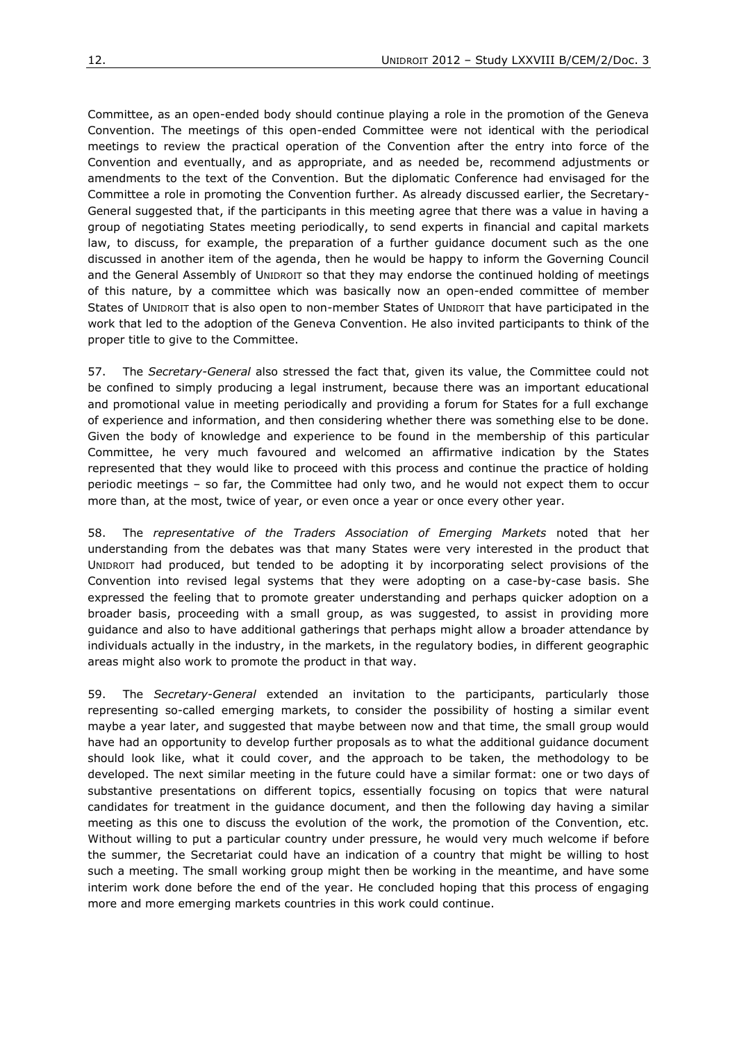Committee, as an open-ended body should continue playing a role in the promotion of the Geneva Convention. The meetings of this open-ended Committee were not identical with the periodical meetings to review the practical operation of the Convention after the entry into force of the Convention and eventually, and as appropriate, and as needed be, recommend adjustments or amendments to the text of the Convention. But the diplomatic Conference had envisaged for the Committee a role in promoting the Convention further. As already discussed earlier, the Secretary-General suggested that, if the participants in this meeting agree that there was a value in having a group of negotiating States meeting periodically, to send experts in financial and capital markets law, to discuss, for example, the preparation of a further guidance document such as the one discussed in another item of the agenda, then he would be happy to inform the Governing Council and the General Assembly of UNIDROIT so that they may endorse the continued holding of meetings of this nature, by a committee which was basically now an open-ended committee of member States of UNIDROIT that is also open to non-member States of UNIDROIT that have participated in the work that led to the adoption of the Geneva Convention. He also invited participants to think of the proper title to give to the Committee.

57. The *Secretary-General* also stressed the fact that, given its value, the Committee could not be confined to simply producing a legal instrument, because there was an important educational and promotional value in meeting periodically and providing a forum for States for a full exchange of experience and information, and then considering whether there was something else to be done. Given the body of knowledge and experience to be found in the membership of this particular Committee, he very much favoured and welcomed an affirmative indication by the States represented that they would like to proceed with this process and continue the practice of holding periodic meetings – so far, the Committee had only two, and he would not expect them to occur more than, at the most, twice of year, or even once a year or once every other year.

58. The *representative of the Traders Association of Emerging Markets* noted that her understanding from the debates was that many States were very interested in the product that UNIDROIT had produced, but tended to be adopting it by incorporating select provisions of the Convention into revised legal systems that they were adopting on a case-by-case basis. She expressed the feeling that to promote greater understanding and perhaps quicker adoption on a broader basis, proceeding with a small group, as was suggested, to assist in providing more guidance and also to have additional gatherings that perhaps might allow a broader attendance by individuals actually in the industry, in the markets, in the regulatory bodies, in different geographic areas might also work to promote the product in that way.

59. The *Secretary-General* extended an invitation to the participants, particularly those representing so-called emerging markets, to consider the possibility of hosting a similar event maybe a year later, and suggested that maybe between now and that time, the small group would have had an opportunity to develop further proposals as to what the additional guidance document should look like, what it could cover, and the approach to be taken, the methodology to be developed. The next similar meeting in the future could have a similar format: one or two days of substantive presentations on different topics, essentially focusing on topics that were natural candidates for treatment in the guidance document, and then the following day having a similar meeting as this one to discuss the evolution of the work, the promotion of the Convention, etc. Without willing to put a particular country under pressure, he would very much welcome if before the summer, the Secretariat could have an indication of a country that might be willing to host such a meeting. The small working group might then be working in the meantime, and have some interim work done before the end of the year. He concluded hoping that this process of engaging more and more emerging markets countries in this work could continue.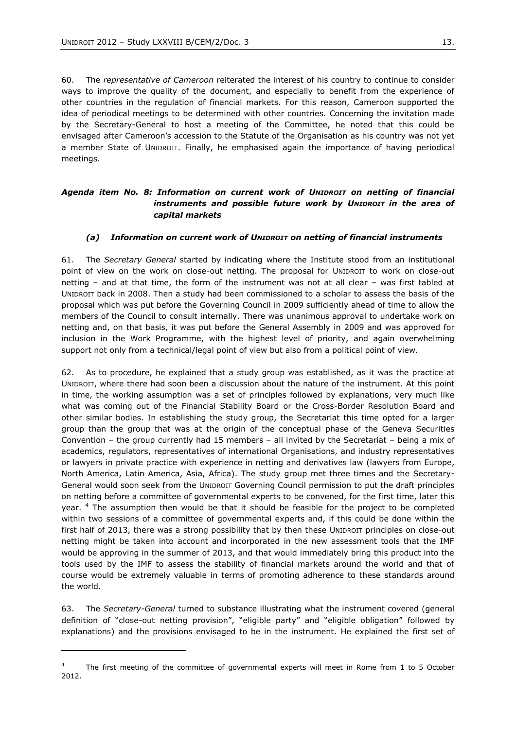60. The *representative of Cameroon* reiterated the interest of his country to continue to consider ways to improve the quality of the document, and especially to benefit from the experience of other countries in the regulation of financial markets. For this reason, Cameroon supported the idea of periodical meetings to be determined with other countries. Concerning the invitation made by the Secretary-General to host a meeting of the Committee, he noted that this could be envisaged after Cameroon's accession to the Statute of the Organisation as his country was not yet a member State of UNIDROIT. Finally, he emphasised again the importance of having periodical meetings.

### *Agenda item No. 8: Information on current work of UNIDROIT on netting of financial instruments and possible future work by UNIDROIT in the area of capital markets*

#### *(a) Information on current work of UNIDROIT on netting of financial instruments*

61. The *Secretary General* started by indicating where the Institute stood from an institutional point of view on the work on close-out netting. The proposal for UNIDROIT to work on close-out netting – and at that time, the form of the instrument was not at all clear – was first tabled at UNIDROIT back in 2008. Then a study had been commissioned to a scholar to assess the basis of the proposal which was put before the Governing Council in 2009 sufficiently ahead of time to allow the members of the Council to consult internally. There was unanimous approval to undertake work on netting and, on that basis, it was put before the General Assembly in 2009 and was approved for inclusion in the Work Programme, with the highest level of priority, and again overwhelming support not only from a technical/legal point of view but also from a political point of view.

62. As to procedure, he explained that a study group was established, as it was the practice at UNIDROIT, where there had soon been a discussion about the nature of the instrument. At this point in time, the working assumption was a set of principles followed by explanations, very much like what was coming out of the Financial Stability Board or the Cross-Border Resolution Board and other similar bodies. In establishing the study group, the Secretariat this time opted for a larger group than the group that was at the origin of the conceptual phase of the Geneva Securities Convention – the group currently had 15 members – all invited by the Secretariat – being a mix of academics, regulators, representatives of international Organisations, and industry representatives or lawyers in private practice with experience in netting and derivatives law (lawyers from Europe, North America, Latin America, Asia, Africa). The study group met three times and the Secretary-General would soon seek from the UNIDROIT Governing Council permission to put the draft principles on netting before a committee of governmental experts to be convened, for the first time, later this year. [4] The assumption then would be that it should be feasible for the project to be completed within two sessions of a committee of governmental experts and, if this could be done within the first half of 2013, there was a strong possibility that by then these UNIDROIT principles on close-out netting might be taken into account and incorporated in the new assessment tools that the IMF would be approving in the summer of 2013, and that would immediately bring this product into the tools used by the IMF to assess the stability of financial markets around the world and that of course would be extremely valuable in terms of promoting adherence to these standards around the world.

63. The *Secretary-General* turned to substance illustrating what the instrument covered (general definition of "close-out netting provision", "eligible party" and "eligible obligation" followed by explanations) and the provisions envisaged to be in the instrument. He explained the first set of

---

[4] The first meeting of the committee of governmental experts will meet in Rome from 1 to 5 October 2012.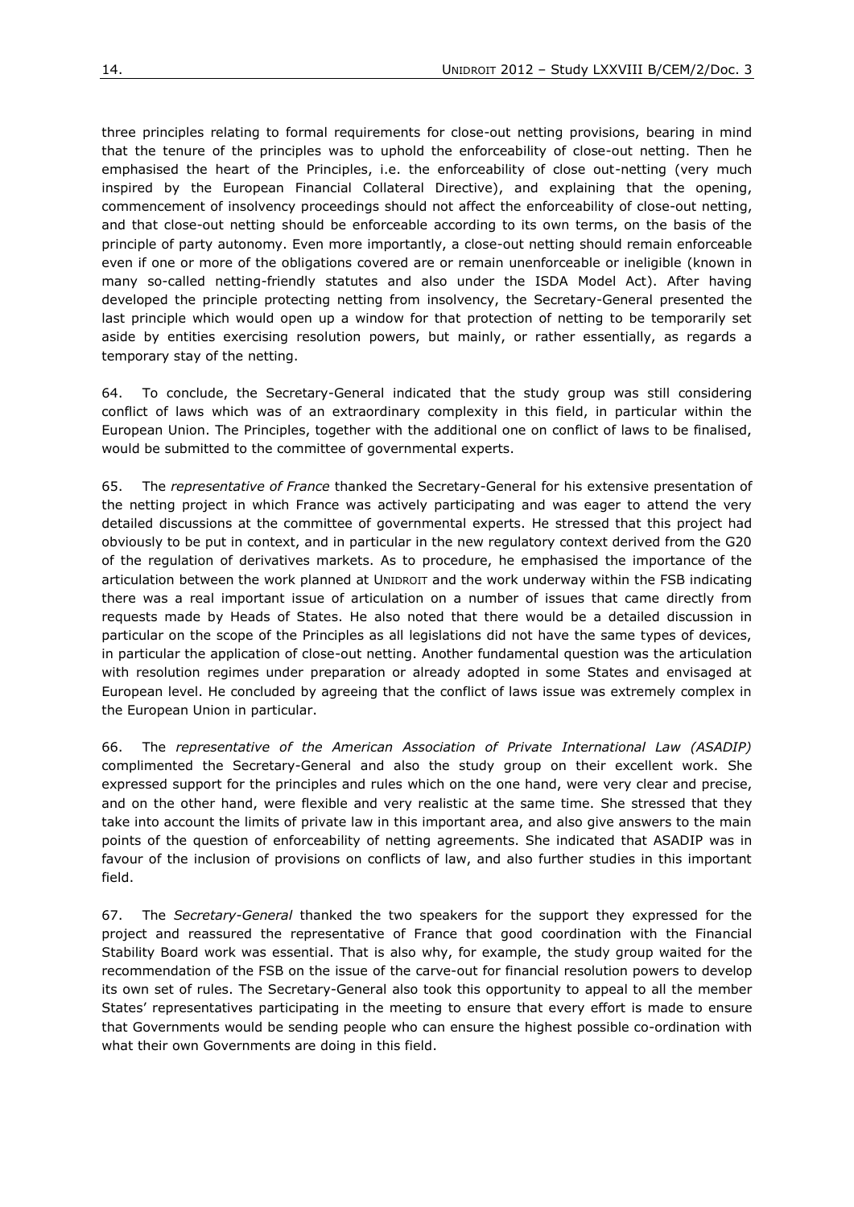three principles relating to formal requirements for close-out netting provisions, bearing in mind that the tenure of the principles was to uphold the enforceability of close-out netting. Then he emphasised the heart of the Principles, i.e. the enforceability of close out-netting (very much inspired by the European Financial Collateral Directive), and explaining that the opening, commencement of insolvency proceedings should not affect the enforceability of close-out netting, and that close-out netting should be enforceable according to its own terms, on the basis of the principle of party autonomy. Even more importantly, a close-out netting should remain enforceable even if one or more of the obligations covered are or remain unenforceable or ineligible (known in many so-called netting-friendly statutes and also under the ISDA Model Act). After having developed the principle protecting netting from insolvency, the Secretary-General presented the last principle which would open up a window for that protection of netting to be temporarily set aside by entities exercising resolution powers, but mainly, or rather essentially, as regards a temporary stay of the netting.

64. To conclude, the Secretary-General indicated that the study group was still considering conflict of laws which was of an extraordinary complexity in this field, in particular within the European Union. The Principles, together with the additional one on conflict of laws to be finalised, would be submitted to the committee of governmental experts.

65. The *representative of France* thanked the Secretary-General for his extensive presentation of the netting project in which France was actively participating and was eager to attend the very detailed discussions at the committee of governmental experts. He stressed that this project had obviously to be put in context, and in particular in the new regulatory context derived from the G20 of the regulation of derivatives markets. As to procedure, he emphasised the importance of the articulation between the work planned at UNIDROIT and the work underway within the FSB indicating there was a real important issue of articulation on a number of issues that came directly from requests made by Heads of States. He also noted that there would be a detailed discussion in particular on the scope of the Principles as all legislations did not have the same types of devices, in particular the application of close-out netting. Another fundamental question was the articulation with resolution regimes under preparation or already adopted in some States and envisaged at European level. He concluded by agreeing that the conflict of laws issue was extremely complex in the European Union in particular.

66. The *representative of the American Association of Private International Law (ASADIP)* complimented the Secretary-General and also the study group on their excellent work. She expressed support for the principles and rules which on the one hand, were very clear and precise, and on the other hand, were flexible and very realistic at the same time. She stressed that they take into account the limits of private law in this important area, and also give answers to the main points of the question of enforceability of netting agreements. She indicated that ASADIP was in favour of the inclusion of provisions on conflicts of law, and also further studies in this important field.

67. The *Secretary-General* thanked the two speakers for the support they expressed for the project and reassured the representative of France that good coordination with the Financial Stability Board work was essential. That is also why, for example, the study group waited for the recommendation of the FSB on the issue of the carve-out for financial resolution powers to develop its own set of rules. The Secretary-General also took this opportunity to appeal to all the member States' representatives participating in the meeting to ensure that every effort is made to ensure that Governments would be sending people who can ensure the highest possible co-ordination with what their own Governments are doing in this field.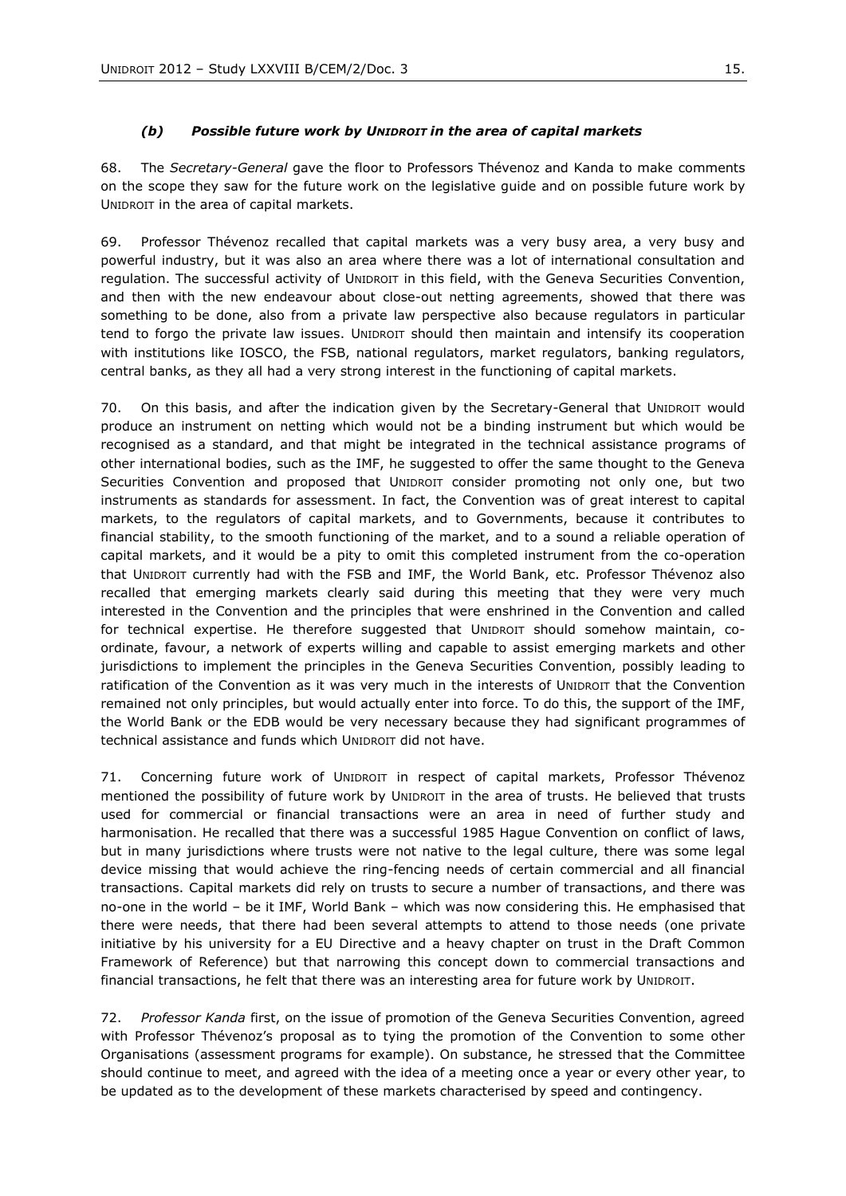### *(b) Possible future work by UNIDROIT in the area of capital markets*

68. The *Secretary-General* gave the floor to Professors Thévenoz and Kanda to make comments on the scope they saw for the future work on the legislative guide and on possible future work by UNIDROIT in the area of capital markets.

69. Professor Thévenoz recalled that capital markets was a very busy area, a very busy and powerful industry, but it was also an area where there was a lot of international consultation and regulation. The successful activity of UNIDROIT in this field, with the Geneva Securities Convention, and then with the new endeavour about close-out netting agreements, showed that there was something to be done, also from a private law perspective also because regulators in particular tend to forgo the private law issues. UNIDROIT should then maintain and intensify its cooperation with institutions like IOSCO, the FSB, national regulators, market regulators, banking regulators, central banks, as they all had a very strong interest in the functioning of capital markets.

70. On this basis, and after the indication given by the Secretary-General that UNIDROIT would produce an instrument on netting which would not be a binding instrument but which would be recognised as a standard, and that might be integrated in the technical assistance programs of other international bodies, such as the IMF, he suggested to offer the same thought to the Geneva Securities Convention and proposed that UNIDROIT consider promoting not only one, but two instruments as standards for assessment. In fact, the Convention was of great interest to capital markets, to the regulators of capital markets, and to Governments, because it contributes to financial stability, to the smooth functioning of the market, and to a sound a reliable operation of capital markets, and it would be a pity to omit this completed instrument from the co-operation that UNIDROIT currently had with the FSB and IMF, the World Bank, etc. Professor Thévenoz also recalled that emerging markets clearly said during this meeting that they were very much interested in the Convention and the principles that were enshrined in the Convention and called for technical expertise. He therefore suggested that UNIDROIT should somehow maintain, co-ordinate, favour, a network of experts willing and capable to assist emerging markets and other jurisdictions to implement the principles in the Geneva Securities Convention, possibly leading to ratification of the Convention as it was very much in the interests of UNIDROIT that the Convention remained not only principles, but would actually enter into force. To do this, the support of the IMF, the World Bank or the EDB would be very necessary because they had significant programmes of technical assistance and funds which UNIDROIT did not have.

71. Concerning future work of UNIDROIT in respect of capital markets, Professor Thévenoz mentioned the possibility of future work by UNIDROIT in the area of trusts. He believed that trusts used for commercial or financial transactions were an area in need of further study and harmonisation. He recalled that there was a successful 1985 Hague Convention on conflict of laws, but in many jurisdictions where trusts were not native to the legal culture, there was some legal device missing that would achieve the ring-fencing needs of certain commercial and all financial transactions. Capital markets did rely on trusts to secure a number of transactions, and there was no-one in the world – be it IMF, World Bank – which was now considering this. He emphasised that there were needs, that there had been several attempts to attend to those needs (one private initiative by his university for a EU Directive and a heavy chapter on trust in the Draft Common Framework of Reference) but that narrowing this concept down to commercial transactions and financial transactions, he felt that there was an interesting area for future work by UNIDROIT.

72. *Professor Kanda* first, on the issue of promotion of the Geneva Securities Convention, agreed with Professor Thévenoz's proposal as to tying the promotion of the Convention to some other Organisations (assessment programs for example). On substance, he stressed that the Committee should continue to meet, and agreed with the idea of a meeting once a year or every other year, to be updated as to the development of these markets characterised by speed and contingency.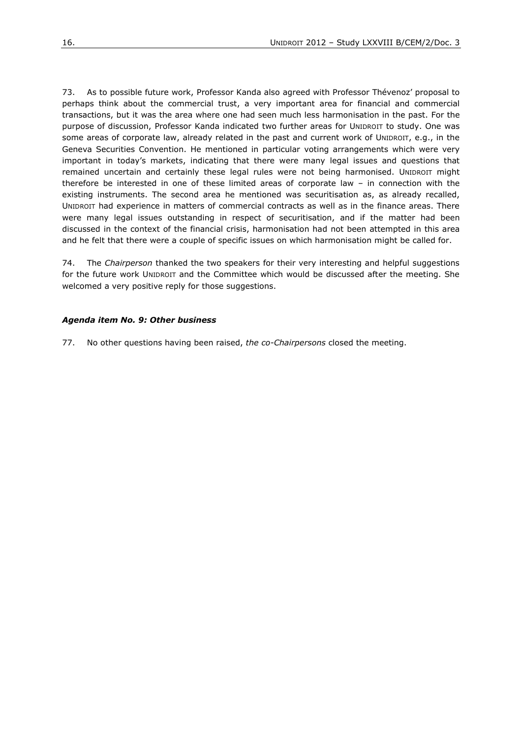73. As to possible future work, Professor Kanda also agreed with Professor Thévenoz' proposal to perhaps think about the commercial trust, a very important area for financial and commercial transactions, but it was the area where one had seen much less harmonisation in the past. For the purpose of discussion, Professor Kanda indicated two further areas for UNIDROIT to study. One was some areas of corporate law, already related in the past and current work of UNIDROIT, e.g., in the Geneva Securities Convention. He mentioned in particular voting arrangements which were very important in today's markets, indicating that there were many legal issues and questions that remained uncertain and certainly these legal rules were not being harmonised. UNIDROIT might therefore be interested in one of these limited areas of corporate law – in connection with the existing instruments. The second area he mentioned was securitisation as, as already recalled, UNIDROIT had experience in matters of commercial contracts as well as in the finance areas. There were many legal issues outstanding in respect of securitisation, and if the matter had been discussed in the context of the financial crisis, harmonisation had not been attempted in this area and he felt that there were a couple of specific issues on which harmonisation might be called for.

74. The *Chairperson* thanked the two speakers for their very interesting and helpful suggestions for the future work UNIDROIT and the Committee which would be discussed after the meeting. She welcomed a very positive reply for those suggestions.

***Agenda item No. 9: Other business***

77. No other questions having been raised, *the co-Chairpersons* closed the meeting.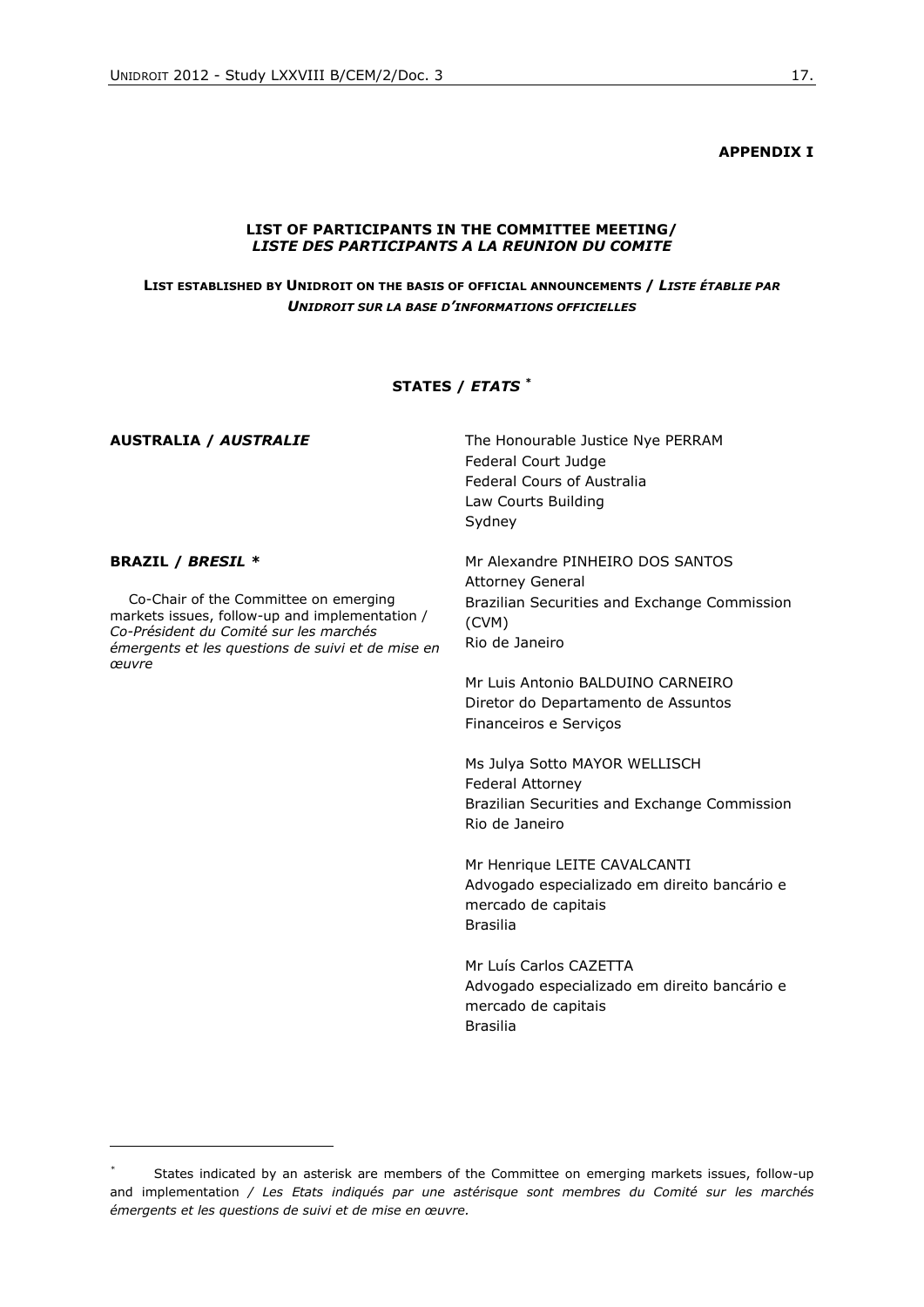**APPENDIX I**

**LIST OF PARTICIPANTS IN THE COMMITTEE MEETING/**
***LISTE DES PARTICIPANTS A LA REUNION DU COMITE***

**LIST ESTABLISHED BY UNIDROIT ON THE BASIS OF OFFICIAL ANNOUNCEMENTS / *LISTE ÉTABLIE PAR UNIDROIT SUR LA BASE D'INFORMATIONS OFFICIELLES***

## STATES / *ETATS* *

**AUSTRALIA / *AUSTRALIE***

The Honourable Justice Nye PERRAM
Federal Court Judge
Federal Cours of Australia
Law Courts Building
Sydney

**BRAZIL / *BRESIL* \***

Co-Chair of the Committee on emerging markets issues, follow-up and implementation / *Co-Président du Comité sur les marchés émergents et les questions de suivi et de mise en œuvre*

Mr Alexandre PINHEIRO DOS SANTOS
Attorney General
Brazilian Securities and Exchange Commission (CVM)
Rio de Janeiro

Mr Luis Antonio BALDUINO CARNEIRO
Diretor do Departamento de Assuntos Financeiros e Serviços

Ms Julya Sotto MAYOR WELLISCH
Federal Attorney
Brazilian Securities and Exchange Commission
Rio de Janeiro

Mr Henrique LEITE CAVALCANTI
Advogado especializado em direito bancário e mercado de capitais
Brasilia

Mr Luís Carlos CAZETTA
Advogado especializado em direito bancário e mercado de capitais
Brasilia

---

\* States indicated by an asterisk are members of the Committee on emerging markets issues, follow-up and implementation / *Les Etats indiqués par une astérisque sont membres du Comité sur les marchés émergents et les questions de suivi et de mise en œuvre.*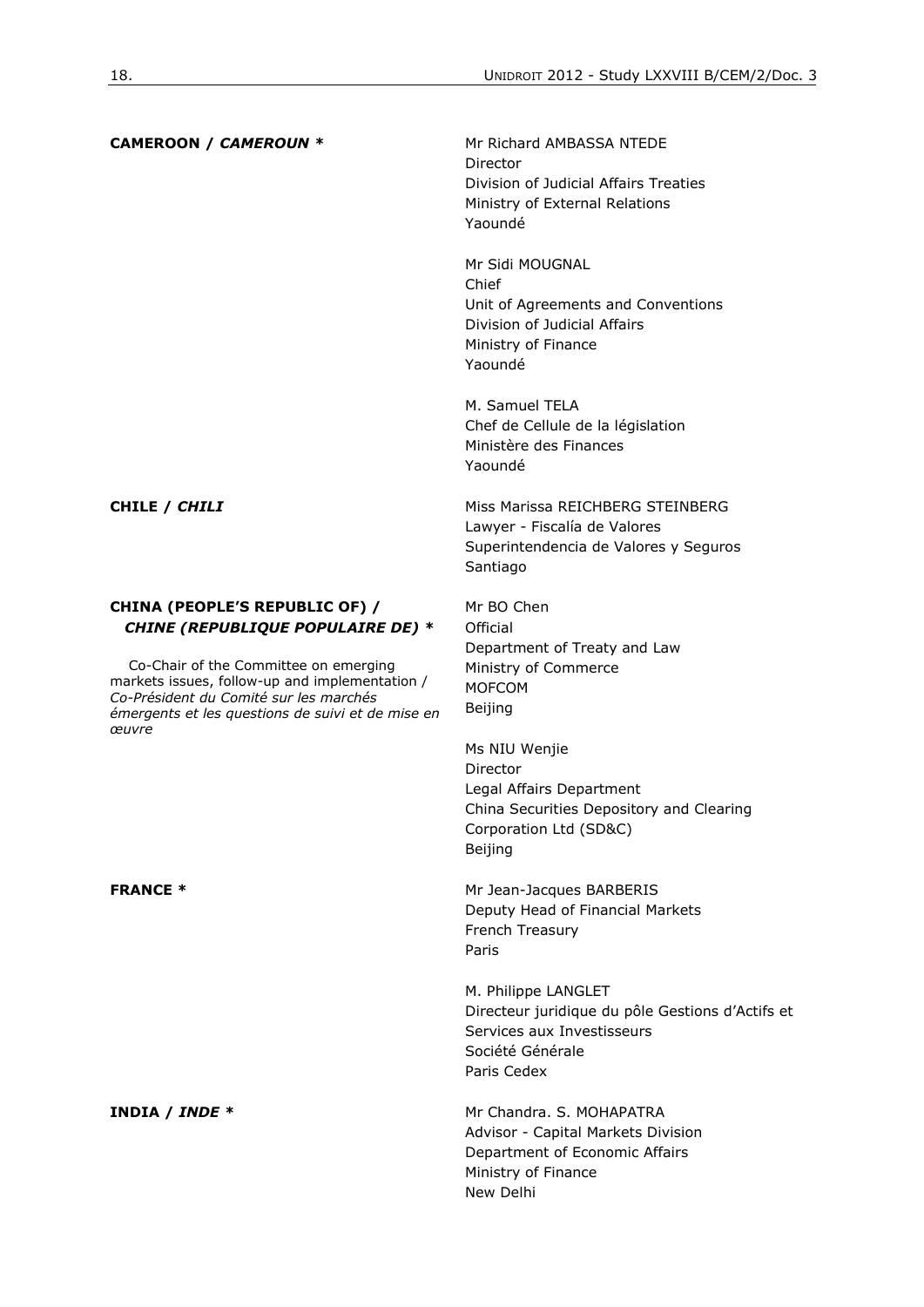**CAMEROON / *CAMEROUN* ***

Mr Richard AMBASSA NTEDE
Director
Division of Judicial Affairs Treaties
Ministry of External Relations
Yaoundé

Mr Sidi MOUGNAL
Chief
Unit of Agreements and Conventions
Division of Judicial Affairs
Ministry of Finance
Yaoundé

M. Samuel TELA
Chef de Cellule de la législation
Ministère des Finances
Yaoundé

**CHILE / *CHILI***

Miss Marissa REICHBERG STEINBERG
Lawyer - Fiscalía de Valores
Superintendencia de Valores y Seguros
Santiago

**CHINA (PEOPLE'S REPUBLIC OF) / *CHINE (REPUBLIQUE POPULAIRE DE)* ***

Co-Chair of the Committee on emerging markets issues, follow-up and implementation / *Co-Président du Comité sur les marchés émergents et les questions de suivi et de mise en œuvre*

Mr BO Chen
Official
Department of Treaty and Law
Ministry of Commerce
MOFCOM
Beijing

Ms NIU Wenjie
Director
Legal Affairs Department
China Securities Depository and Clearing Corporation Ltd (SD&C)
Beijing

**FRANCE ***

Mr Jean-Jacques BARBERIS
Deputy Head of Financial Markets
French Treasury
Paris

M. Philippe LANGLET
Directeur juridique du pôle Gestions d'Actifs et Services aux Investisseurs
Société Générale
Paris Cedex

**INDIA / *INDE* ***

Mr Chandra. S. MOHAPATRA
Advisor - Capital Markets Division
Department of Economic Affairs
Ministry of Finance
New Delhi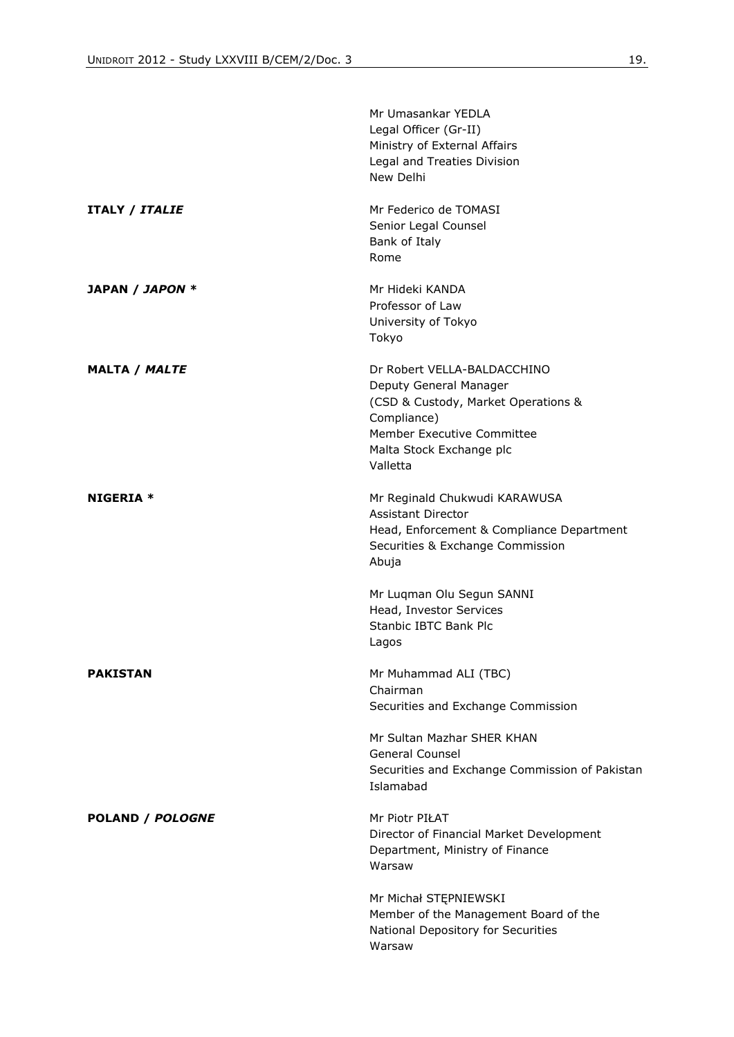| | |
|---|---|
| | Mr Umasankar YEDLA<br>Legal Officer (Gr-II)<br>Ministry of External Affairs<br>Legal and Treaties Division<br>New Delhi |
| **ITALY / *ITALIE*** | Mr Federico de TOMASI<br>Senior Legal Counsel<br>Bank of Italy<br>Rome |
| **JAPAN / *JAPON* \*** | Mr Hideki KANDA<br>Professor of Law<br>University of Tokyo<br>Tokyo |
| **MALTA / *MALTE*** | Dr Robert VELLA-BALDACCHINO<br>Deputy General Manager<br>(CSD & Custody, Market Operations & Compliance)<br>Member Executive Committee<br>Malta Stock Exchange plc<br>Valletta |
| **NIGERIA \*** | Mr Reginald Chukwudi KARAWUSA<br>Assistant Director<br>Head, Enforcement & Compliance Department<br>Securities & Exchange Commission<br>Abuja |
| | Mr Luqman Olu Segun SANNI<br>Head, Investor Services<br>Stanbic IBTC Bank Plc<br>Lagos |
| **PAKISTAN** | Mr Muhammad ALI (TBC)<br>Chairman<br>Securities and Exchange Commission |
| | Mr Sultan Mazhar SHER KHAN<br>General Counsel<br>Securities and Exchange Commission of Pakistan<br>Islamabad |
| **POLAND / *POLOGNE*** | Mr Piotr PIŁAT<br>Director of Financial Market Development Department, Ministry of Finance<br>Warsaw |
| | Mr Michał STĘPNIEWSKI<br>Member of the Management Board of the National Depository for Securities<br>Warsaw |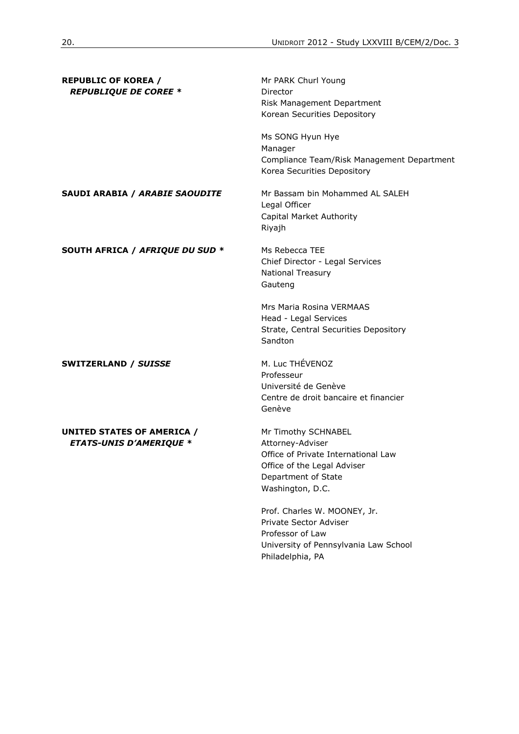| | |
|---|---|
| **REPUBLIC OF KOREA /** ***REPUBLIQUE DE COREE **** | Mr PARK Churl Young<br>Director<br>Risk Management Department<br>Korean Securities Depository |
| | Ms SONG Hyun Hye<br>Manager<br>Compliance Team/Risk Management Department<br>Korea Securities Depository |
| **SAUDI ARABIA /** ***ARABIE SAOUDITE*** | Mr Bassam bin Mohammed AL SALEH<br>Legal Officer<br>Capital Market Authority<br>Riyajh |
| **SOUTH AFRICA /** ***AFRIQUE DU SUD **** | Ms Rebecca TEE<br>Chief Director - Legal Services<br>National Treasury<br>Gauteng |
| | Mrs Maria Rosina VERMAAS<br>Head - Legal Services<br>Strate, Central Securities Depository<br>Sandton |
| **SWITZERLAND /** ***SUISSE*** | M. Luc THÉVENOZ<br>Professeur<br>Université de Genève<br>Centre de droit bancaire et financier<br>Genève |
| **UNITED STATES OF AMERICA /** ***ETATS-UNIS D'AMERIQUE **** | Mr Timothy SCHNABEL<br>Attorney-Adviser<br>Office of Private International Law<br>Office of the Legal Adviser<br>Department of State<br>Washington, D.C. |
| | Prof. Charles W. MOONEY, Jr.<br>Private Sector Adviser<br>Professor of Law<br>University of Pennsylvania Law School<br>Philadelphia, PA |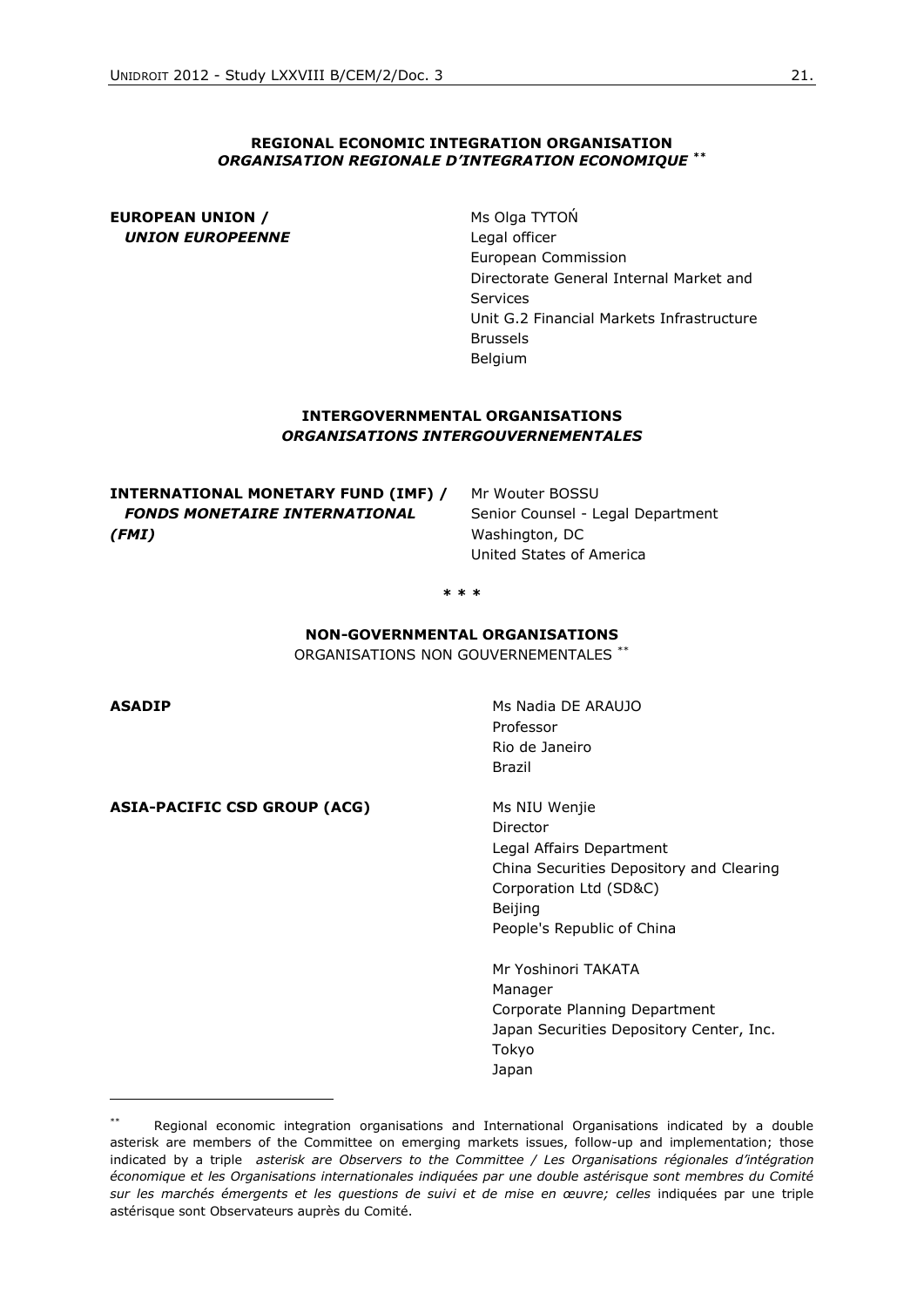**REGIONAL ECONOMIC INTEGRATION ORGANISATION**
***ORGANISATION REGIONALE D'INTEGRATION ECONOMIQUE*** **

**EUROPEAN UNION /**
***UNION EUROPEENNE***

Ms Olga TYTOŃ
Legal officer
European Commission
Directorate General Internal Market and Services
Unit G.2 Financial Markets Infrastructure
Brussels
Belgium

**INTERGOVERNMENTAL ORGANISATIONS**
***ORGANISATIONS INTERGOUVERNEMENTALES***

**INTERNATIONAL MONETARY FUND (IMF) /**
***FONDS MONETAIRE INTERNATIONAL (FMI)***

Mr Wouter BOSSU
Senior Counsel - Legal Department
Washington, DC
United States of America

\* \* \*

**NON-GOVERNMENTAL ORGANISATIONS**
ORGANISATIONS NON GOUVERNEMENTALES **

**ASADIP**

Ms Nadia DE ARAUJO
Professor
Rio de Janeiro
Brazil

**ASIA-PACIFIC CSD GROUP (ACG)**

Ms NIU Wenjie
Director
Legal Affairs Department
China Securities Depository and Clearing Corporation Ltd (SD&C)
Beijing
People's Republic of China

Mr Yoshinori TAKATA
Manager
Corporate Planning Department
Japan Securities Depository Center, Inc.
Tokyo
Japan

---

** Regional economic integration organisations and International Organisations indicated by a double asterisk are members of the Committee on emerging markets issues, follow-up and implementation; those indicated by a triple *asterisk are Observers to the Committee / Les Organisations régionales d'intégration économique et les Organisations internationales indiquées par une double astérisque sont membres du Comité sur les marchés émergents et les questions de suivi et de mise en œuvre; celles* indiquées par une triple astérisque sont Observateurs auprès du Comité.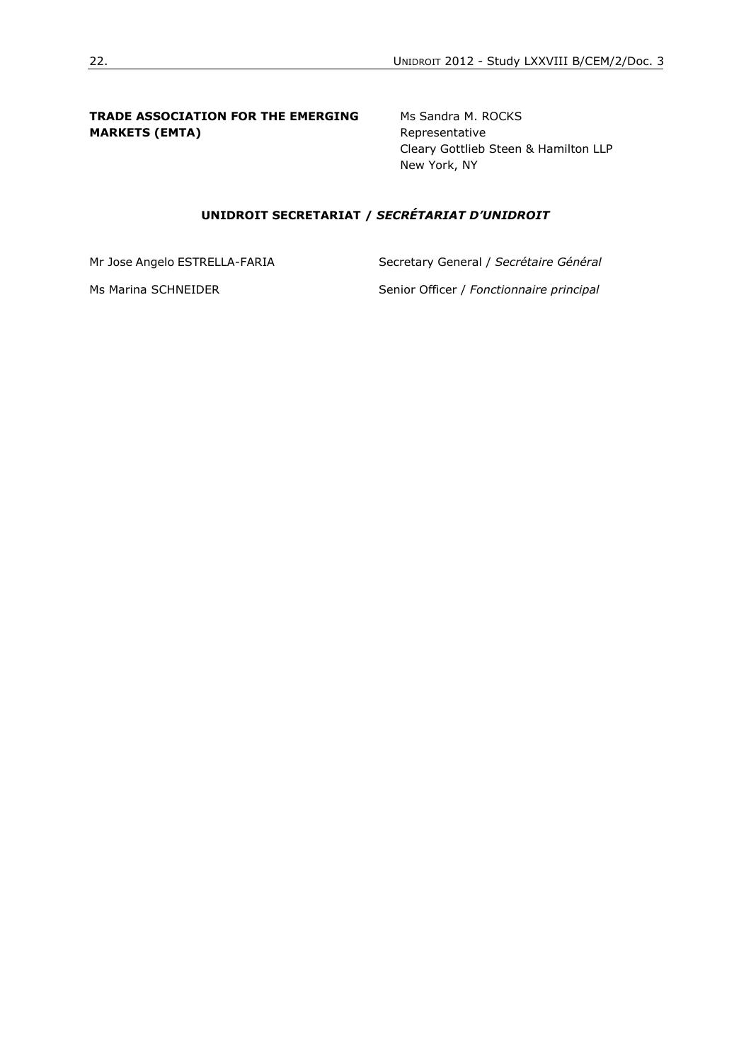| | |
|---|---|
| **TRADE ASSOCIATION FOR THE EMERGING MARKETS (EMTA)** | Ms Sandra M. ROCKS<br>Representative<br>Cleary Gottlieb Steen & Hamilton LLP<br>New York, NY |

## UNIDROIT SECRETARIAT / *SECRÉTARIAT D'UNIDROIT*

| | |
|---|---|
| Mr Jose Angelo ESTRELLA-FARIA | Secretary General / *Secrétaire Général* |
| Ms Marina SCHNEIDER | Senior Officer / *Fonctionnaire principal* |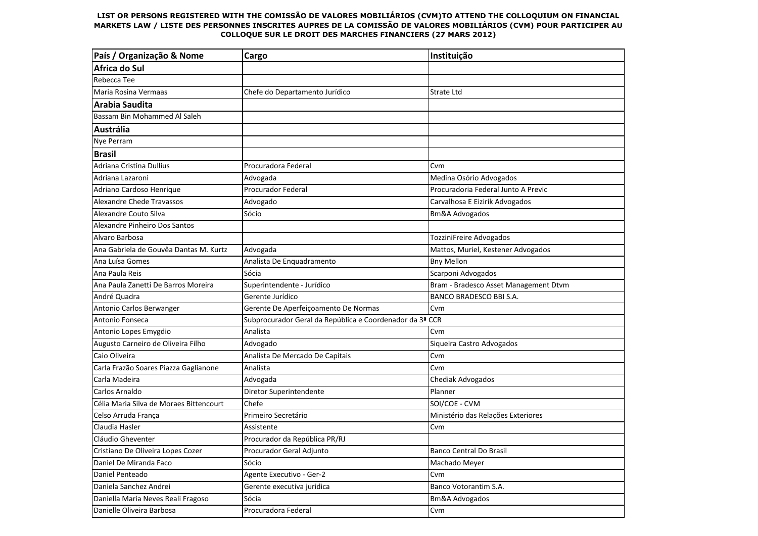**LIST OR PERSONS REGISTERED WITH THE COMISSÃO DE VALORES MOBILIÁRIOS (CVM)TO ATTEND THE COLLOQUIUM ON FINANCIAL MARKETS LAW / LISTE DES PERSONNES INSCRITES AUPRES DE LA COMISSÃO DE VALORES MOBILIÁRIOS (CVM) POUR PARTICIPER AU COLLOQUE SUR LE DROIT DES MARCHES FINANCIERS (27 MARS 2012)**

| País / Organização & Nome | Cargo | Instituição |
|---|---|---|
| **Africa do Sul** | | |
| Rebecca Tee | | |
| Maria Rosina Vermaas | Chefe do Departamento Jurídico | Strate Ltd |
| **Arabia Saudita** | | |
| Bassam Bin Mohammed Al Saleh | | |
| **Austrália** | | |
| Nye Perram | | |
| **Brasil** | | |
| Adriana Cristina Dullius | Procuradora Federal | Cvm |
| Adriana Lazaroni | Advogada | Medina Osório Advogados |
| Adriano Cardoso Henrique | Procurador Federal | Procuradoria Federal Junto A Previc |
| Alexandre Chede Travassos | Advogado | Carvalhosa E Eizirik Advogados |
| Alexandre Couto Silva | Sócio | Bm&A Advogados |
| Alexandre Pinheiro Dos Santos | | |
| Alvaro Barbosa | | TozziniFreire Advogados |
| Ana Gabriela de Gouvêa Dantas M. Kurtz | Advogada | Mattos, Muriel, Kestener Advogados |
| Ana Luísa Gomes | Analista De Enquadramento | Bny Mellon |
| Ana Paula Reis | Sócia | Scarponi Advogados |
| Ana Paula Zanetti De Barros Moreira | Superintendente - Jurídico | Bram - Bradesco Asset Management Dtvm |
| André Quadra | Gerente Jurídico | BANCO BRADESCO BBI S.A. |
| Antonio Carlos Berwanger | Gerente De Aperfeiçoamento De Normas | Cvm |
| Antonio Fonseca | Subprocurador Geral da República e Coordenador da 3ª CCR | |
| Antonio Lopes Emygdio | Analista | Cvm |
| Augusto Carneiro de Oliveira Filho | Advogado | Siqueira Castro Advogados |
| Caio Oliveira | Analista De Mercado De Capitais | Cvm |
| Carla Frazão Soares Piazza Gaglianone | Analista | Cvm |
| Carla Madeira | Advogada | Chediak Advogados |
| Carlos Arnaldo | Diretor Superintendente | Planner |
| Célia Maria Silva de Moraes Bittencourt | Chefe | SOI/COE - CVM |
| Celso Arruda França | Primeiro Secretário | Ministério das Relações Exteriores |
| Claudia Hasler | Assistente | Cvm |
| Cláudio Gheventer | Procurador da República PR/RJ | |
| Cristiano De Oliveira Lopes Cozer | Procurador Geral Adjunto | Banco Central Do Brasil |
| Daniel De Miranda Faco | Sócio | Machado Meyer |
| Daniel Penteado | Agente Executivo - Ger-2 | Cvm |
| Daniela Sanchez Andrei | Gerente executiva juridica | Banco Votorantim S.A. |
| Daniella Maria Neves Reali Fragoso | Sócia | Bm&A Advogados |
| Danielle Oliveira Barbosa | Procuradora Federal | Cvm |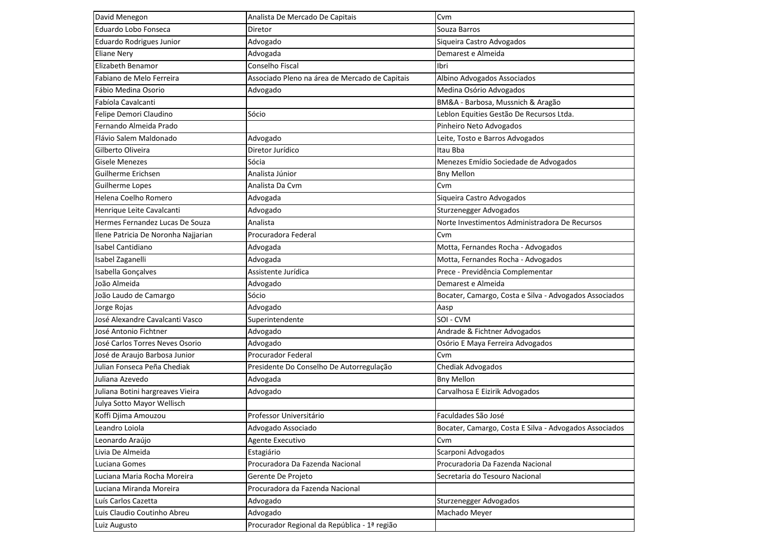| | | |
|---|---|---|
| David Menegon | Analista De Mercado De Capitais | Cvm |
| Eduardo Lobo Fonseca | Diretor | Souza Barros |
| Eduardo Rodrigues Junior | Advogado | Siqueira Castro Advogados |
| Eliane Nery | Advogada | Demarest e Almeida |
| Elizabeth Benamor | Conselho Fiscal | Ibri |
| Fabiano de Melo Ferreira | Associado Pleno na área de Mercado de Capitais | Albino Advogados Associados |
| Fábio Medina Osorio | Advogado | Medina Osório Advogados |
| Fabíola Cavalcanti | | BM&A - Barbosa, Mussnich & Aragão |
| Felipe Demori Claudino | Sócio | Leblon Equities Gestão De Recursos Ltda. |
| Fernando Almeida Prado | | Pinheiro Neto Advogados |
| Flávio Salem Maldonado | Advogado | Leite, Tosto e Barros Advogados |
| Gilberto Oliveira | Diretor Jurídico | Itau Bba |
| Gisele Menezes | Sócia | Menezes Emídio Sociedade de Advogados |
| Guilherme Erichsen | Analista Júnior | Bny Mellon |
| Guilherme Lopes | Analista Da Cvm | Cvm |
| Helena Coelho Romero | Advogada | Siqueira Castro Advogados |
| Henrique Leite Cavalcanti | Advogado | Sturzenegger Advogados |
| Hermes Fernandez Lucas De Souza | Analista | Norte Investimentos Administradora De Recursos |
| Ilene Patricia De Noronha Najjarian | Procuradora Federal | Cvm |
| Isabel Cantidiano | Advogada | Motta, Fernandes Rocha - Advogados |
| Isabel Zaganelli | Advogada | Motta, Fernandes Rocha - Advogados |
| Isabella Gonçalves | Assistente Jurídica | Prece - Previdência Complementar |
| João Almeida | Advogado | Demarest e Almeida |
| João Laudo de Camargo | Sócio | Bocater, Camargo, Costa e Silva - Advogados Associados |
| Jorge Rojas | Advogado | Aasp |
| José Alexandre Cavalcanti Vasco | Superintendente | SOI - CVM |
| José Antonio Fichtner | Advogado | Andrade & Fichtner Advogados |
| José Carlos Torres Neves Osorio | Advogado | Osório E Maya Ferreira Advogados |
| José de Araujo Barbosa Junior | Procurador Federal | Cvm |
| Julian Fonseca Peña Chediak | Presidente Do Conselho De Autorregulação | Chediak Advogados |
| Juliana Azevedo | Advogada | Bny Mellon |
| Juliana Botini hargreaves Vieira | Advogado | Carvalhosa E Eizirik Advogados |
| Julya Sotto Mayor Wellisch | | |
| Koffi Djima Amouzou | Professor Universitário | Faculdades São José |
| Leandro Loiola | Advogado Associado | Bocater, Camargo, Costa E Silva - Advogados Associados |
| Leonardo Araújo | Agente Executivo | Cvm |
| Livia De Almeida | Estagiário | Scarponi Advogados |
| Luciana Gomes | Procuradora Da Fazenda Nacional | Procuradoria Da Fazenda Nacional |
| Luciana Maria Rocha Moreira | Gerente De Projeto | Secretaria do Tesouro Nacional |
| Luciana Miranda Moreira | Procuradora da Fazenda Nacional | |
| Luís Carlos Cazetta | Advogado | Sturzenegger Advogados |
| Luis Claudio Coutinho Abreu | Advogado | Machado Meyer |
| Luiz Augusto | Procurador Regional da República - 1ª região | |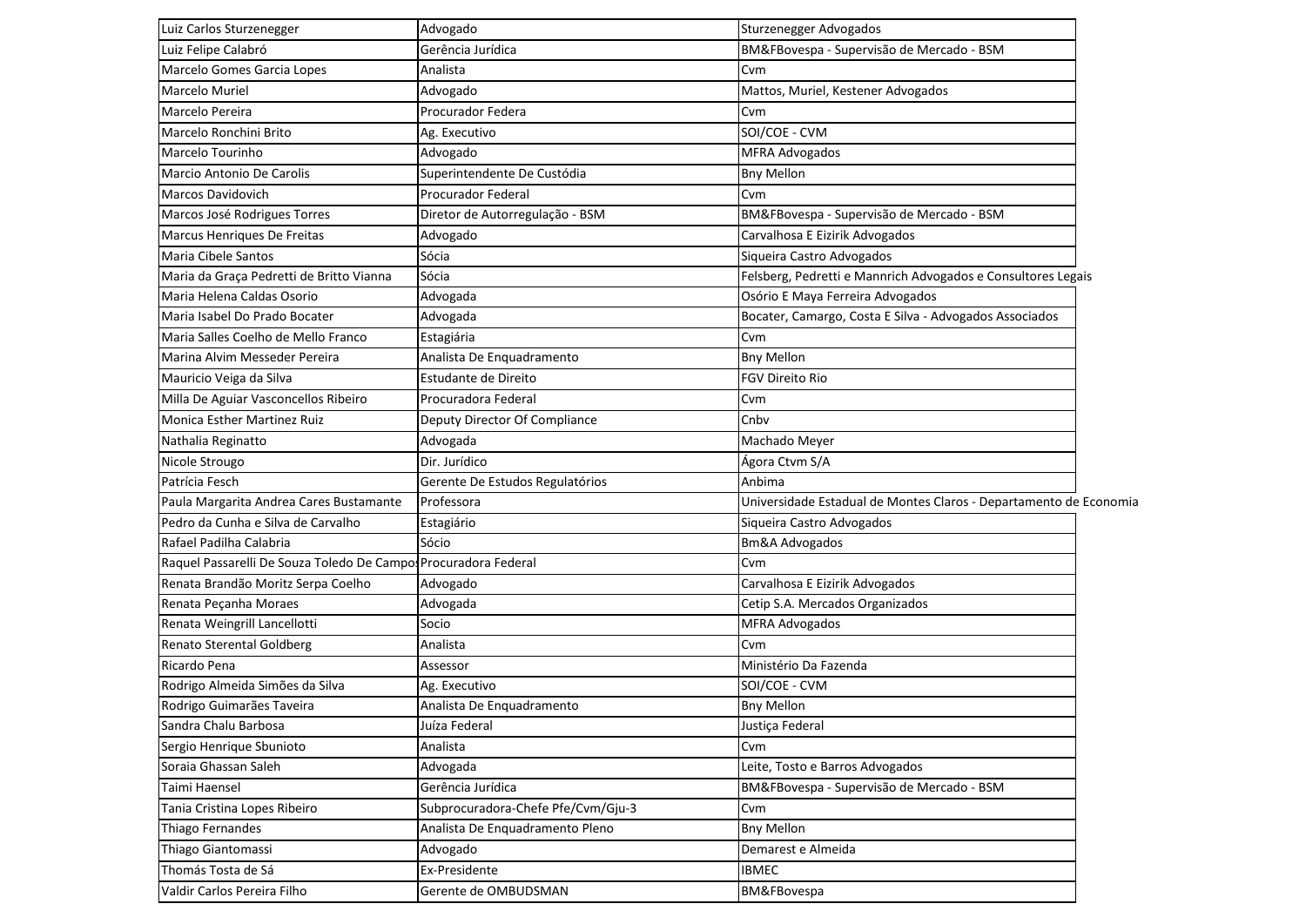| | | |
|---|---|---|
| Luiz Carlos Sturzenegger | Advogado | Sturzenegger Advogados |
| Luiz Felipe Calabró | Gerência Jurídica | BM&FBovespa - Supervisão de Mercado - BSM |
| Marcelo Gomes Garcia Lopes | Analista | Cvm |
| Marcelo Muriel | Advogado | Mattos, Muriel, Kestener Advogados |
| Marcelo Pereira | Procurador Federa | Cvm |
| Marcelo Ronchini Brito | Ag. Executivo | SOI/COE - CVM |
| Marcelo Tourinho | Advogado | MFRA Advogados |
| Marcio Antonio De Carolis | Superintendente De Custódia | Bny Mellon |
| Marcos Davidovich | Procurador Federal | Cvm |
| Marcos José Rodrigues Torres | Diretor de Autorregulação - BSM | BM&FBovespa - Supervisão de Mercado - BSM |
| Marcus Henriques De Freitas | Advogado | Carvalhosa E Eizirik Advogados |
| Maria Cibele Santos | Sócia | Siqueira Castro Advogados |
| Maria da Graça Pedretti de Britto Vianna | Sócia | Felsberg, Pedretti e Mannrich Advogados e Consultores Legais |
| Maria Helena Caldas Osorio | Advogada | Osório E Maya Ferreira Advogados |
| Maria Isabel Do Prado Bocater | Advogada | Bocater, Camargo, Costa E Silva - Advogados Associados |
| Maria Salles Coelho de Mello Franco | Estagiária | Cvm |
| Marina Alvim Messeder Pereira | Analista De Enquadramento | Bny Mellon |
| Mauricio Veiga da Silva | Estudante de Direito | FGV Direito Rio |
| Milla De Aguiar Vasconcellos Ribeiro | Procuradora Federal | Cvm |
| Monica Esther Martinez Ruiz | Deputy Director Of Compliance | Cnbv |
| Nathalia Reginatto | Advogada | Machado Meyer |
| Nicole Strougo | Dir. Jurídico | Ágora Ctvm S/A |
| Patrícia Fesch | Gerente De Estudos Regulatórios | Anbima |
| Paula Margarita Andrea Cares Bustamante | Professora | Universidade Estadual de Montes Claros - Departamento de Economia |
| Pedro da Cunha e Silva de Carvalho | Estagiário | Siqueira Castro Advogados |
| Rafael Padilha Calabria | Sócio | Bm&A Advogados |
| Raquel Passarelli De Souza Toledo De Campos | Procuradora Federal | Cvm |
| Renata Brandão Moritz Serpa Coelho | Advogado | Carvalhosa E Eizirik Advogados |
| Renata Peçanha Moraes | Advogada | Cetip S.A. Mercados Organizados |
| Renata Weingrill Lancellotti | Socio | MFRA Advogados |
| Renato Sterental Goldberg | Analista | Cvm |
| Ricardo Pena | Assessor | Ministério Da Fazenda |
| Rodrigo Almeida Simões da Silva | Ag. Executivo | SOI/COE - CVM |
| Rodrigo Guimarães Taveira | Analista De Enquadramento | Bny Mellon |
| Sandra Chalu Barbosa | Juíza Federal | Justiça Federal |
| Sergio Henrique Sbunioto | Analista | Cvm |
| Soraia Ghassan Saleh | Advogada | Leite, Tosto e Barros Advogados |
| Taimi Haensel | Gerência Jurídica | BM&FBovespa - Supervisão de Mercado - BSM |
| Tania Cristina Lopes Ribeiro | Subprocuradora-Chefe Pfe/Cvm/Gju-3 | Cvm |
| Thiago Fernandes | Analista De Enquadramento Pleno | Bny Mellon |
| Thiago Giantomassi | Advogado | Demarest e Almeida |
| Thomás Tosta de Sá | Ex-Presidente | IBMEC |
| Valdir Carlos Pereira Filho | Gerente de OMBUDSMAN | BM&FBovespa |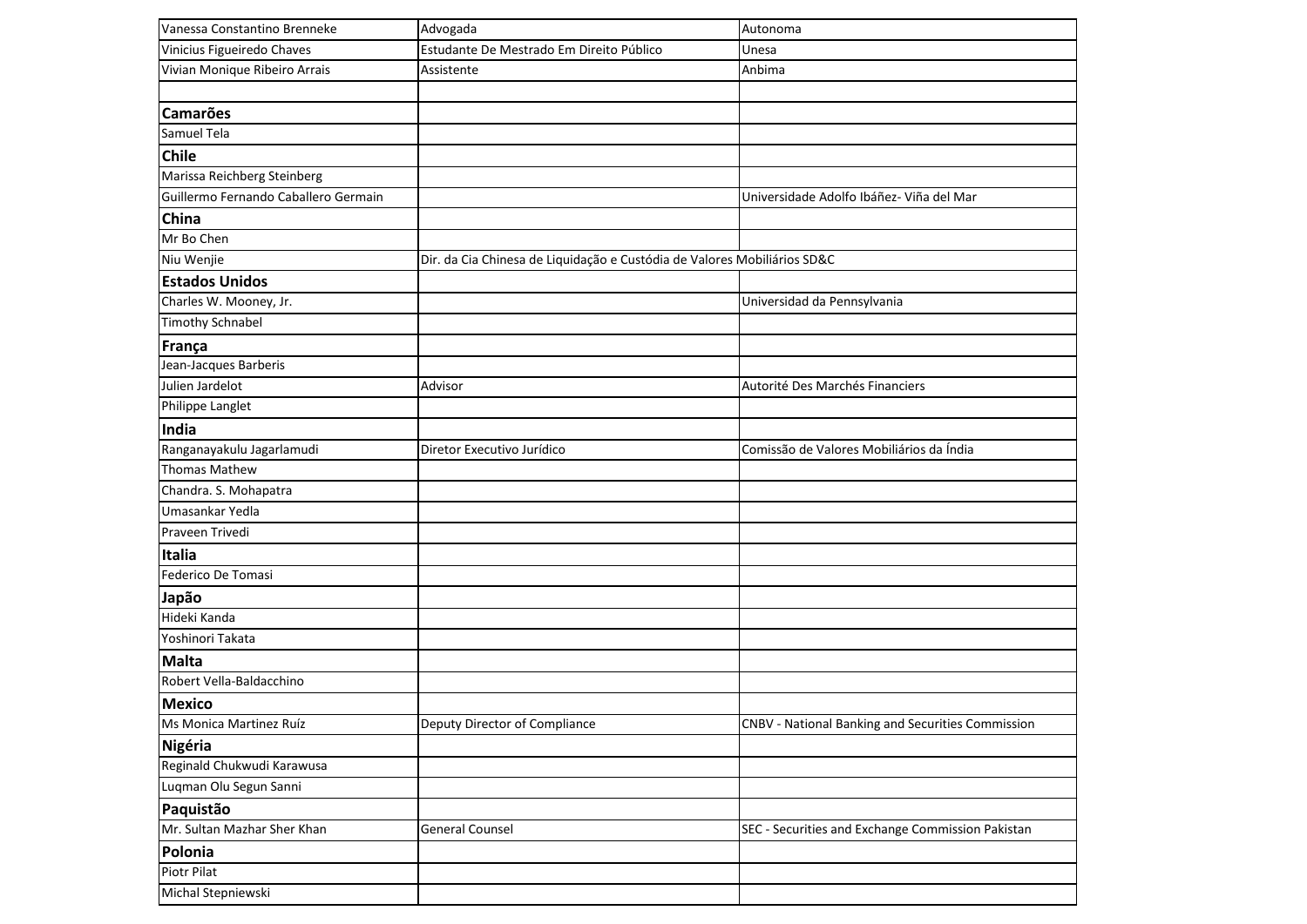| | | |
|---|---|---|
| Vanessa Constantino Brenneke | Advogada | Autonoma |
| Vinicius Figueiredo Chaves | Estudante De Mestrado Em Direito Público | Unesa |
| Vivian Monique Ribeiro Arrais | Assistente | Anbima |
| | | |
| **Camarões** | | |
| Samuel Tela | | |
| **Chile** | | |
| Marissa Reichberg Steinberg | | |
| Guillermo Fernando Caballero Germain | | Universidade Adolfo Ibáñez- Viña del Mar |
| **China** | | |
| Mr Bo Chen | | |
| Niu Wenjie | Dir. da Cia Chinesa de Liquidação e Custódia de Valores Mobiliários SD&C | |
| **Estados Unidos** | | |
| Charles W. Mooney, Jr. | | Universidad da Pennsylvania |
| Timothy Schnabel | | |
| **França** | | |
| Jean-Jacques Barberis | | |
| Julien Jardelot | Advisor | Autorité Des Marchés Financiers |
| Philippe Langlet | | |
| **India** | | |
| Ranganayakulu Jagarlamudi | Diretor Executivo Jurídico | Comissão de Valores Mobiliários da Índia |
| Thomas Mathew | | |
| Chandra. S. Mohapatra | | |
| Umasankar Yedla | | |
| Praveen Trivedi | | |
| **Italia** | | |
| Federico De Tomasi | | |
| **Japão** | | |
| Hideki Kanda | | |
| Yoshinori Takata | | |
| **Malta** | | |
| Robert Vella-Baldacchino | | |
| **Mexico** | | |
| Ms Monica Martinez Ruíz | Deputy Director of Compliance | CNBV - National Banking and Securities Commission |
| **Nigéria** | | |
| Reginald Chukwudi Karawusa | | |
| Luqman Olu Segun Sanni | | |
| **Paquistão** | | |
| Mr. Sultan Mazhar Sher Khan | General Counsel | SEC - Securities and Exchange Commission Pakistan |
| **Polonia** | | |
| Piotr Pilat | | |
| Michal Stepniewski | | |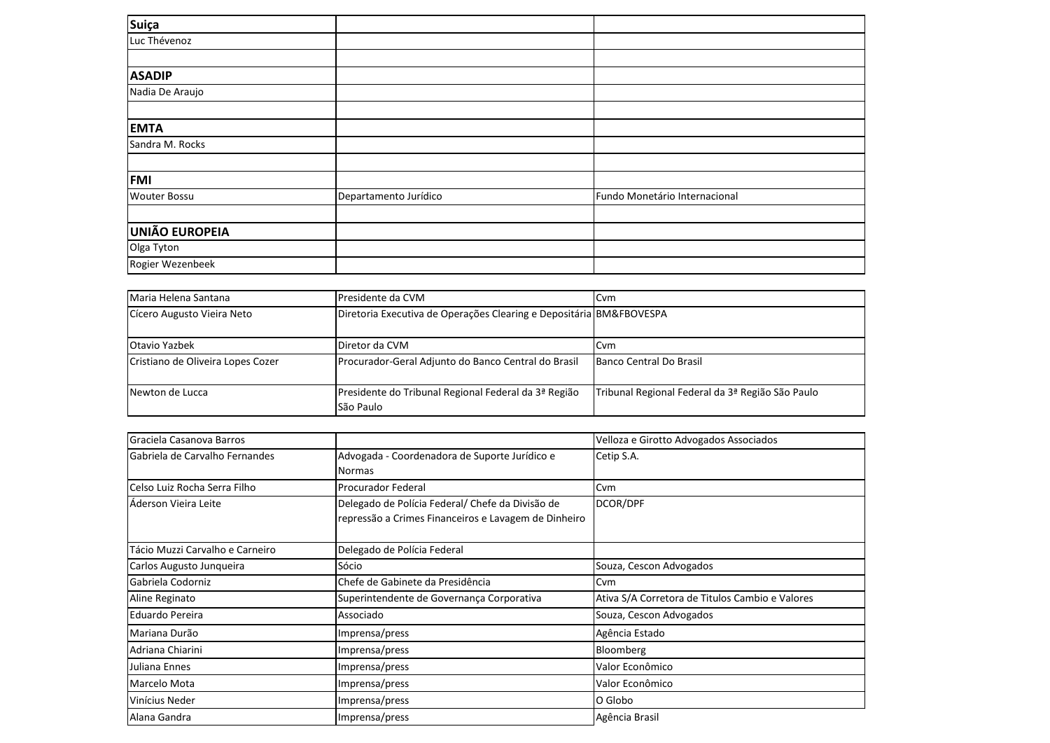| | | |
|---|---|---|
| **Suiça** | | |
| Luc Thévenoz | | |
| | | |
| **ASADIP** | | |
| Nadia De Araujo | | |
| | | |
| **EMTA** | | |
| Sandra M. Rocks | | |
| | | |
| **FMI** | | |
| Wouter Bossu | Departamento Jurídico | Fundo Monetário Internacional |
| | | |
| **UNIÃO EUROPEIA** | | |
| Olga Tyton | | |
| Rogier Wezenbeek | | |

| | | |
|---|---|---|
| Maria Helena Santana | Presidente da CVM | Cvm |
| Cícero Augusto Vieira Neto | Diretoria Executiva de Operações Clearing e Depositária | BM&FBOVESPA |
| Otavio Yazbek | Diretor da CVM | Cvm |
| Cristiano de Oliveira Lopes Cozer | Procurador-Geral Adjunto do Banco Central do Brasil | Banco Central Do Brasil |
| Newton de Lucca | Presidente do Tribunal Regional Federal da 3ª Região São Paulo | Tribunal Regional Federal da 3ª Região São Paulo |

| | | |
|---|---|---|
| Graciela Casanova Barros | | Velloza e Girotto Advogados Associados |
| Gabriela de Carvalho Fernandes | Advogada - Coordenadora de Suporte Jurídico e Normas | Cetip S.A. |
| Celso Luiz Rocha Serra Filho | Procurador Federal | Cvm |
| Áderson Vieira Leite | Delegado de Polícia Federal/ Chefe da Divisão de repressão a Crimes Financeiros e Lavagem de Dinheiro | DCOR/DPF |
| Tácio Muzzi Carvalho e Carneiro | Delegado de Polícia Federal | |
| Carlos Augusto Junqueira | Sócio | Souza, Cescon Advogados |
| Gabriela Codorniz | Chefe de Gabinete da Presidência | Cvm |
| Aline Reginato | Superintendente de Governança Corporativa | Ativa S/A Corretora de Titulos Cambio e Valores |
| Eduardo Pereira | Associado | Souza, Cescon Advogados |
| Mariana Durão | Imprensa/press | Agência Estado |
| Adriana Chiarini | Imprensa/press | Bloomberg |
| Juliana Ennes | Imprensa/press | Valor Econômico |
| Marcelo Mota | Imprensa/press | Valor Econômico |
| Vinícius Neder | Imprensa/press | O Globo |
| Alana Gandra | Imprensa/press | Agência Brasil |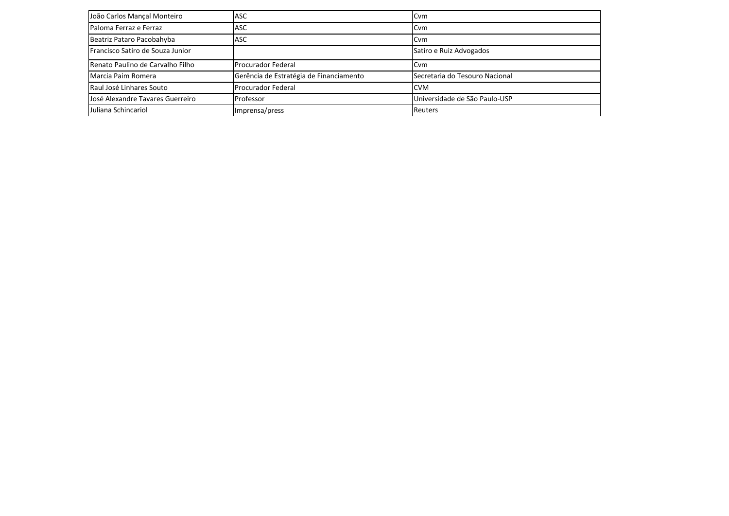| | | |
|---|---|---|
| João Carlos Mançal Monteiro | ASC | Cvm |
| Paloma Ferraz e Ferraz | ASC | Cvm |
| Beatriz Pataro Pacobahyba | ASC | Cvm |
| Francisco Satiro de Souza Junior | | Satiro e Ruiz Advogados |
| Renato Paulino de Carvalho Filho | Procurador Federal | Cvm |
| Marcia Paim Romera | Gerência de Estratégia de Financiamento | Secretaria do Tesouro Nacional |
| Raul José Linhares Souto | Procurador Federal | CVM |
| José Alexandre Tavares Guerreiro | Professor | Universidade de São Paulo-USP |
| Juliana Schincariol | Imprensa/press | Reuters |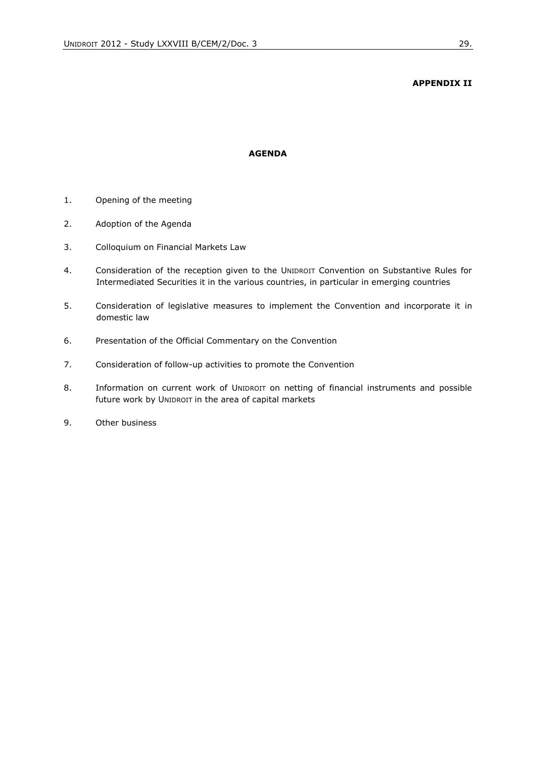**APPENDIX II**

## AGENDA

1. Opening of the meeting
2. Adoption of the Agenda
3. Colloquium on Financial Markets Law
4. Consideration of the reception given to the UNIDROIT Convention on Substantive Rules for Intermediated Securities it in the various countries, in particular in emerging countries
5. Consideration of legislative measures to implement the Convention and incorporate it in domestic law
6. Presentation of the Official Commentary on the Convention
7. Consideration of follow-up activities to promote the Convention
8. Information on current work of UNIDROIT on netting of financial instruments and possible future work by UNIDROIT in the area of capital markets
9. Other business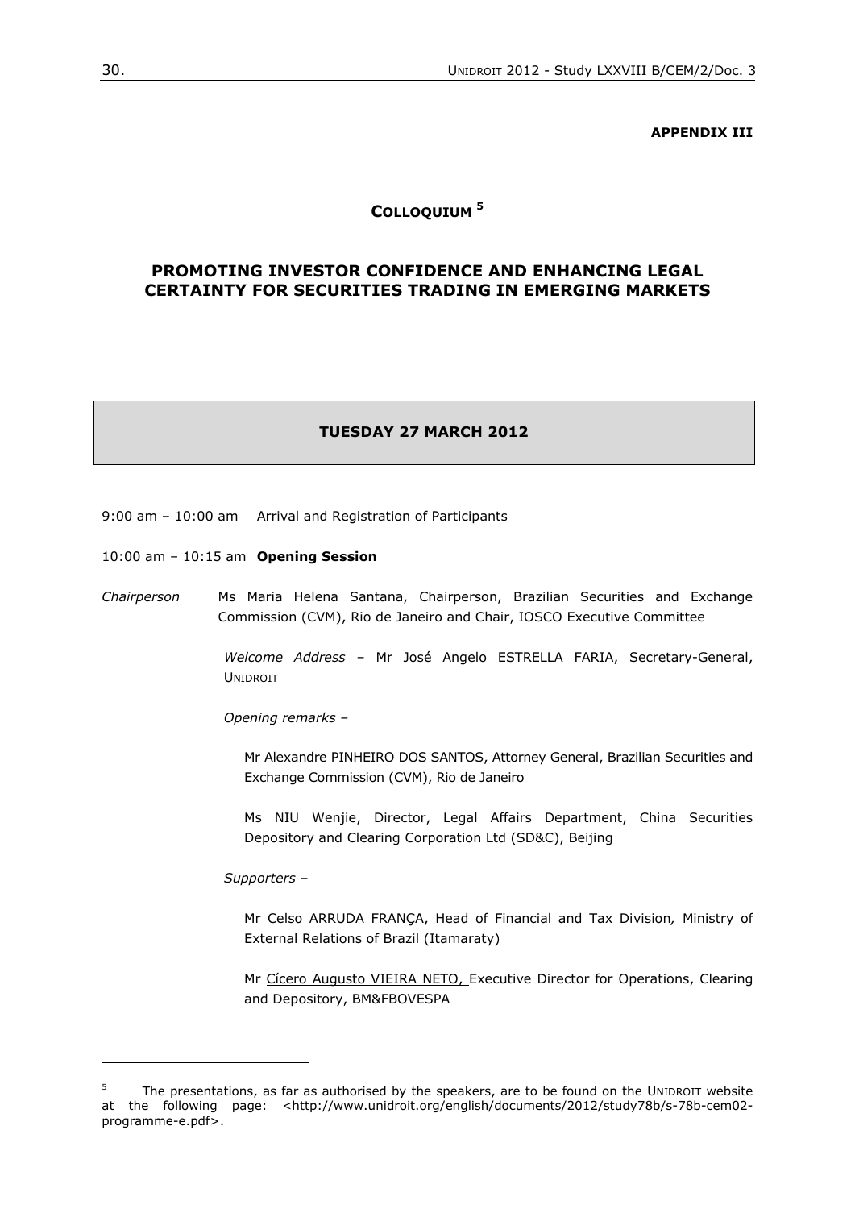**APPENDIX III**

## COLLOQUIUM [5]

# PROMOTING INVESTOR CONFIDENCE AND ENHANCING LEGAL CERTAINTY FOR SECURITIES TRADING IN EMERGING MARKETS

**TUESDAY 27 MARCH 2012**

9:00 am – 10:00 am  Arrival and Registration of Participants

10:00 am – 10:15 am  **Opening Session**

*Chairperson*  Ms Maria Helena Santana, Chairperson, Brazilian Securities and Exchange Commission (CVM), Rio de Janeiro and Chair, IOSCO Executive Committee

*Welcome Address* – Mr José Angelo ESTRELLA FARIA, Secretary-General, UNIDROIT

*Opening remarks* –

Mr Alexandre PINHEIRO DOS SANTOS, Attorney General, Brazilian Securities and Exchange Commission (CVM), Rio de Janeiro

Ms NIU Wenjie, Director, Legal Affairs Department, China Securities Depository and Clearing Corporation Ltd (SD&C), Beijing

*Supporters* –

Mr Celso ARRUDA FRANÇA, Head of Financial and Tax Division, Ministry of External Relations of Brazil (Itamaraty)

Mr Cícero Augusto VIEIRA NETO, Executive Director for Operations, Clearing and Depository, BM&FBOVESPA

---

[5] The presentations, as far as authorised by the speakers, are to be found on the UNIDROIT website at the following page: <http://www.unidroit.org/english/documents/2012/study78b/s-78b-cem02-programme-e.pdf>.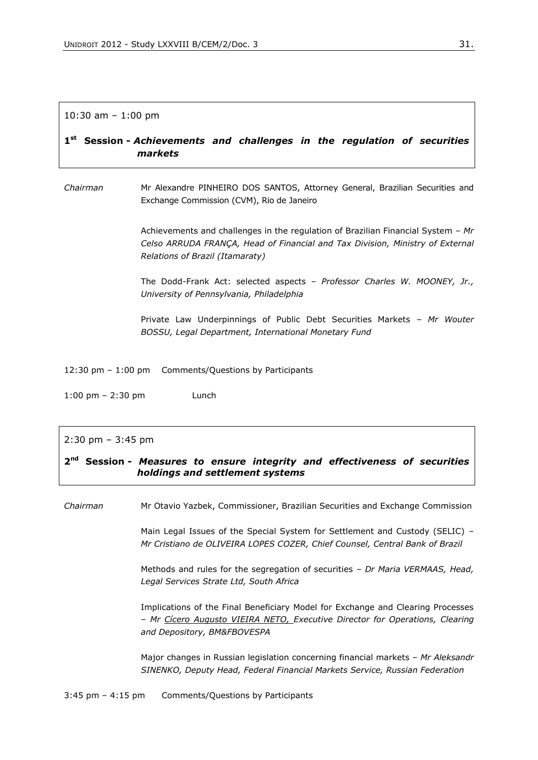10:30 am – 1:00 pm

**1st Session -** ***Achievements and challenges in the regulation of securities markets***

*Chairman* Mr Alexandre PINHEIRO DOS SANTOS, Attorney General, Brazilian Securities and Exchange Commission (CVM), Rio de Janeiro

Achievements and challenges in the regulation of Brazilian Financial System – *Mr Celso ARRUDA FRANÇA, Head of Financial and Tax Division, Ministry of External Relations of Brazil (Itamaraty)*

The Dodd-Frank Act: selected aspects – *Professor Charles W. MOONEY, Jr., University of Pennsylvania, Philadelphia*

Private Law Underpinnings of Public Debt Securities Markets – *Mr Wouter BOSSU, Legal Department, International Monetary Fund*

12:30 pm – 1:00 pm Comments/Questions by Participants

1:00 pm – 2:30 pm Lunch

2:30 pm – 3:45 pm

**2nd Session -** ***Measures to ensure integrity and effectiveness of securities holdings and settlement systems***

*Chairman* Mr Otavio Yazbek, Commissioner, Brazilian Securities and Exchange Commission

Main Legal Issues of the Special System for Settlement and Custody (SELIC) – *Mr Cristiano de OLIVEIRA LOPES COZER, Chief Counsel, Central Bank of Brazil*

Methods and rules for the segregation of securities – *Dr Maria VERMAAS, Head, Legal Services Strate Ltd, South Africa*

Implications of the Final Beneficiary Model for Exchange and Clearing Processes – *Mr Cícero Augusto VIEIRA NETO, Executive Director for Operations, Clearing and Depository, BM&FBOVESPA*

Major changes in Russian legislation concerning financial markets – *Mr Aleksandr SINENKO, Deputy Head, Federal Financial Markets Service, Russian Federation*

3:45 pm – 4:15 pm Comments/Questions by Participants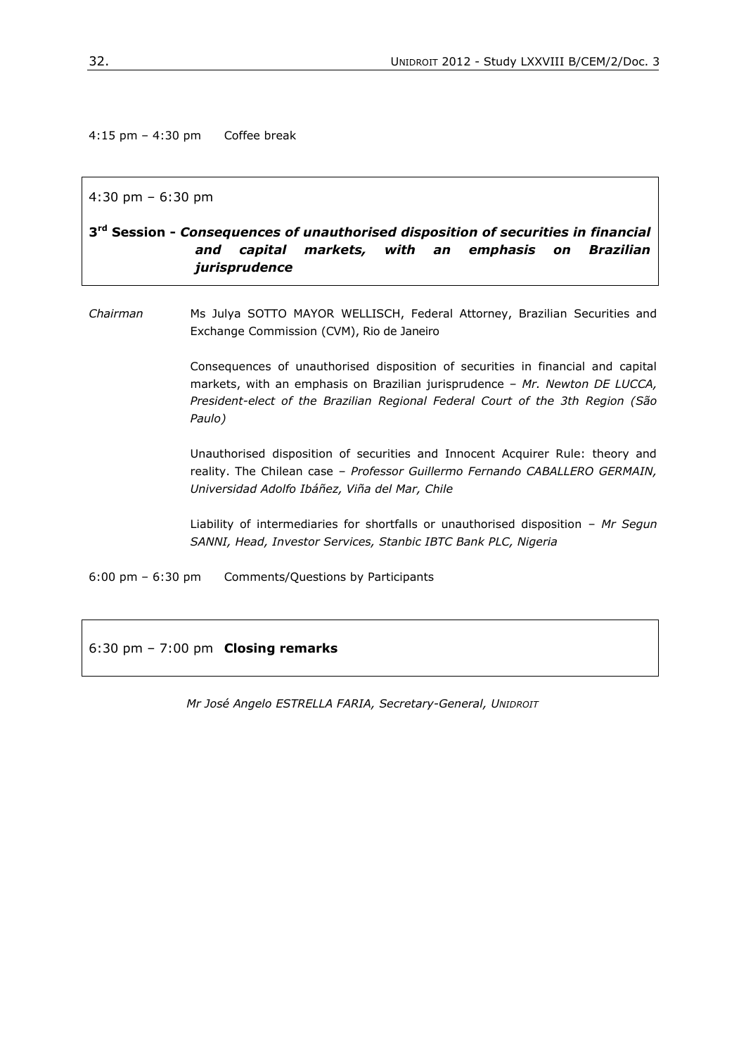4:15 pm – 4:30 pm Coffee break

4:30 pm – 6:30 pm

**3rd Session -** ***Consequences of unauthorised disposition of securities in financial and capital markets, with an emphasis on Brazilian jurisprudence***

*Chairman* Ms Julya SOTTO MAYOR WELLISCH, Federal Attorney, Brazilian Securities and Exchange Commission (CVM), Rio de Janeiro

Consequences of unauthorised disposition of securities in financial and capital markets, with an emphasis on Brazilian jurisprudence – *Mr. Newton DE LUCCA, President-elect of the Brazilian Regional Federal Court of the 3th Region (São Paulo)*

Unauthorised disposition of securities and Innocent Acquirer Rule: theory and reality. The Chilean case – *Professor Guillermo Fernando CABALLERO GERMAIN, Universidad Adolfo Ibáñez, Viña del Mar, Chile*

Liability of intermediaries for shortfalls or unauthorised disposition – *Mr Segun SANNI, Head, Investor Services, Stanbic IBTC Bank PLC, Nigeria*

6:00 pm – 6:30 pm Comments/Questions by Participants

6:30 pm – 7:00 pm **Closing remarks**

*Mr José Angelo ESTRELLA FARIA, Secretary-General, UNIDROIT*